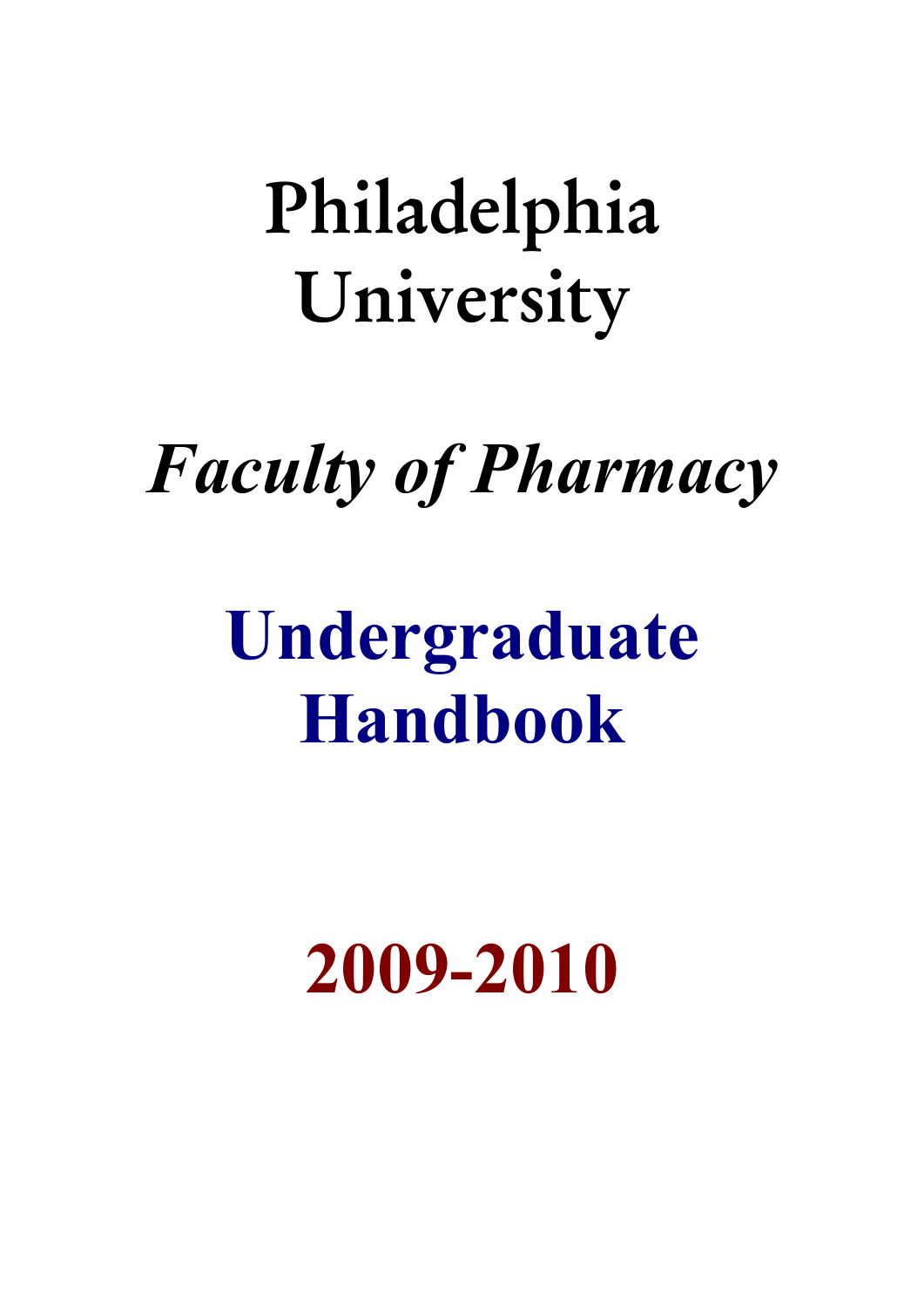# Philadelphia University

## *Faculty of Pharmacy*

# **Undergraduate Handbook**

# **2009-2010**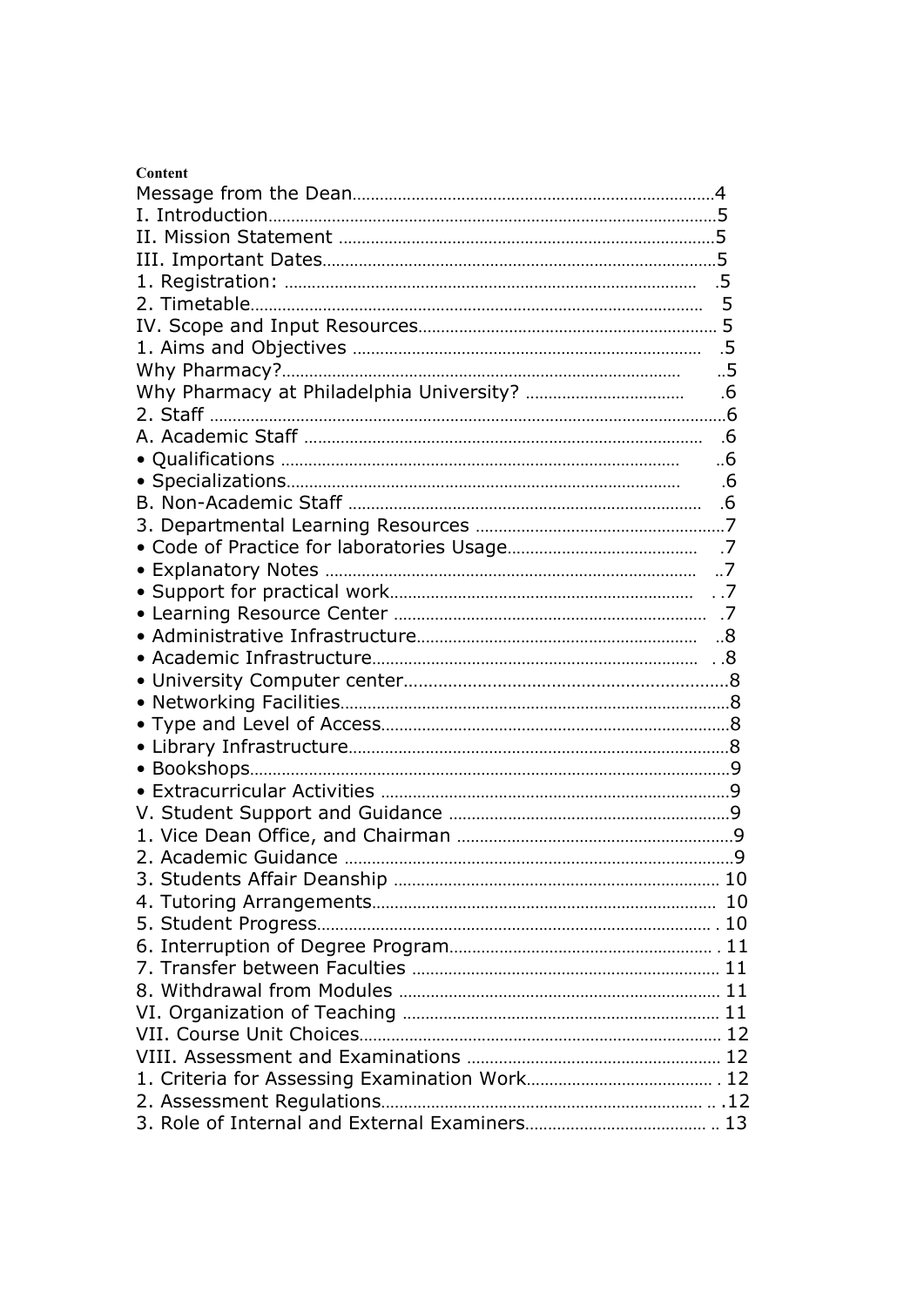**Content**

Message from the Dean........................................................................4
I. Introduction........................................................................................5
II. Mission Statement ..............................................................................5
III. Important Dates..................................................................................5
1. Registration: ........................................................................................5
2. Timetable..............................................................................................5
IV. Scope and Input Resources.................................................................5
1. Aims and Objectives .............................................................................5
Why Pharmacy?.........................................................................................5
Why Pharmacy at Philadelphia University? .................................................6
2. Staff .....................................................................................................6
A. Academic Staff ......................................................................................6
• Qualifications .........................................................................................6
• Specializations........................................................................................6
B. Non-Academic Staff ...............................................................................6
3. Departmental Learning Resources ..........................................................7
• Code of Practice for laboratories Usage....................................................7
• Explanatory Notes ...................................................................................7
• Support for practical work.........................................................................7
• Learning Resource Center ........................................................................7
• Administrative Infrastructure.....................................................................8
• Academic Infrastructure............................................................................8
• University Computer center.......................................................................8
• Networking Facilities..................................................................................8
• Type and Level of Access............................................................................8
• Library Infrastructure.................................................................................8
• Bookshops................................................................................................9
• Extracurricular Activities ...........................................................................9
V. Student Support and Guidance ...............................................................9
1. Vice Dean Office, and Chairman ..............................................................9
2. Academic Guidance .................................................................................9
3. Students Affair Deanship .......................................................................10
4. Tutoring Arrangements...........................................................................10
5. Student Progress....................................................................................10
6. Interruption of Degree Program...............................................................11
7. Transfer between Faculties .....................................................................11
8. Withdrawal from Modules ........................................................................11
VI. Organization of Teaching .......................................................................11
VII. Course Unit Choices...............................................................................12
VIII. Assessment and Examinations ..............................................................12
1. Criteria for Assessing Examination Work...................................................12
2. Assessment Regulations...........................................................................12
3. Role of Internal and External Examiners....................................................13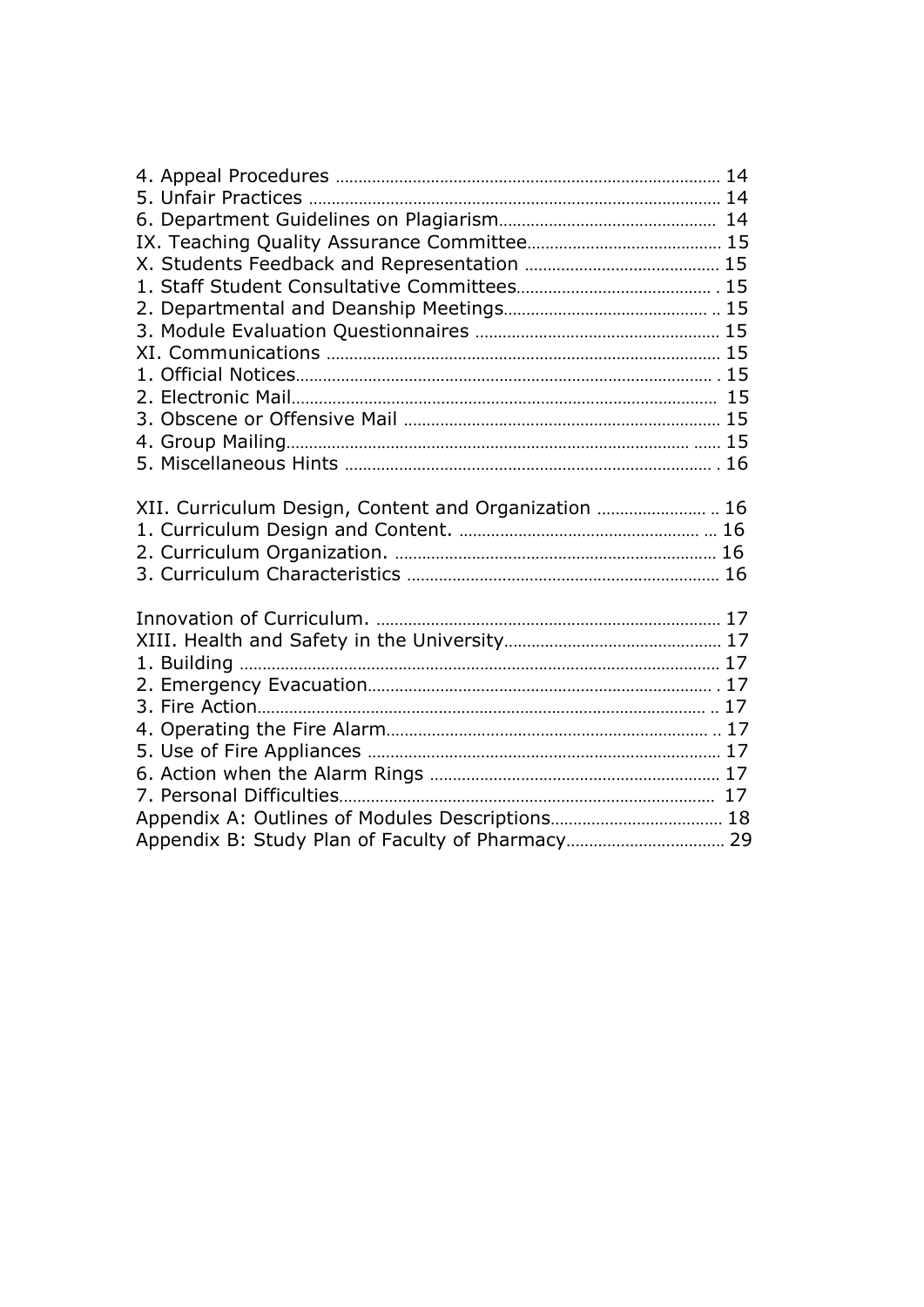4. Appeal Procedures ..................................................................................... 14
5. Unfair Practices .......................................................................................... 14
6. Department Guidelines on Plagiarism............................................... 14
IX. Teaching Quality Assurance Committee.......................................... 15
X. Students Feedback and Representation .......................................... 15
1. Staff Student Consultative Committees........................................... . 15
2. Departmental and Deanship Meetings............................................ .. 15
3. Module Evaluation Questionnaires ...................................................... 15
XI. Communications ...................................................................................... 15
1. Official Notices........................................................................................... . 15
2. Electronic Mail............................................................................................. 15
3. Obscene or Offensive Mail ...................................................................... 15
4. Group Mailing......................................................................................... ...... 15
5. Miscellaneous Hints ................................................................................. . 16

XII. Curriculum Design, Content and Organization ........................ .. 16
1. Curriculum Design and Content. ...................................................... ... 16
2. Curriculum Organization. ....................................................................... 16
3. Curriculum Characteristics .................................................................... 16

Innovation of Curriculum. ........................................................................... 17
XIII. Health and Safety in the University................................................ 17
1. Building .......................................................................................................... 17
2. Emergency Evacuation........................................................................... . 17
3. Fire Action.................................................................................................. .. 17
4. Operating the Fire Alarm...................................................................... .. 17
5. Use of Fire Appliances ............................................................................. 17
6. Action when the Alarm Rings ................................................................ 17
7. Personal Difficulties.................................................................................. 17
Appendix A: Outlines of Modules Descriptions...................................... 18
Appendix B: Study Plan of Faculty of Pharmacy.................................. 29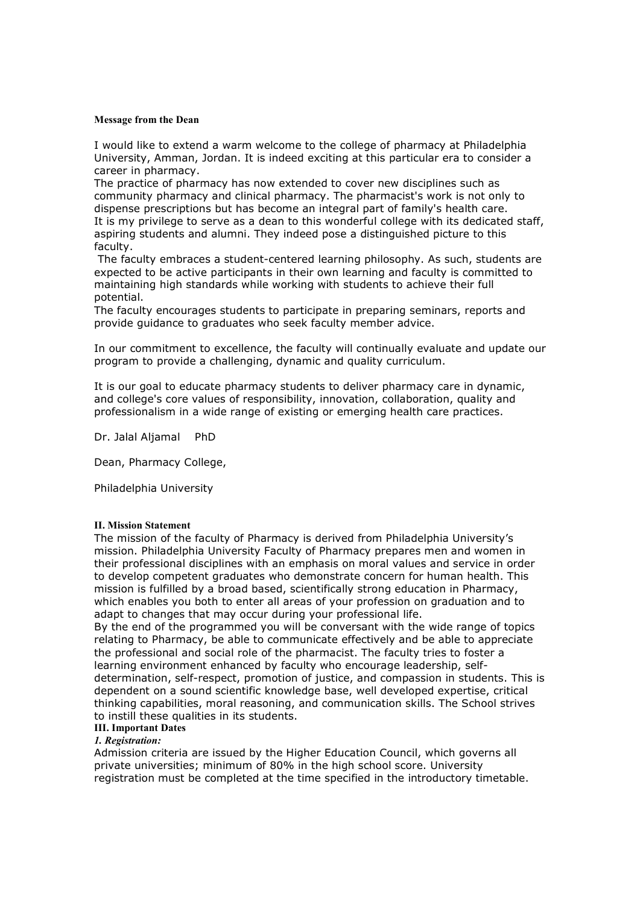**Message from the Dean**

I would like to extend a warm welcome to the college of pharmacy at Philadelphia University, Amman, Jordan. It is indeed exciting at this particular era to consider a career in pharmacy.
The practice of pharmacy has now extended to cover new disciplines such as community pharmacy and clinical pharmacy. The pharmacist's work is not only to dispense prescriptions but has become an integral part of family's health care.
It is my privilege to serve as a dean to this wonderful college with its dedicated staff, aspiring students and alumni. They indeed pose a distinguished picture to this faculty.
The faculty embraces a student-centered learning philosophy. As such, students are expected to be active participants in their own learning and faculty is committed to maintaining high standards while working with students to achieve their full potential.
The faculty encourages students to participate in preparing seminars, reports and provide guidance to graduates who seek faculty member advice.

In our commitment to excellence, the faculty will continually evaluate and update our program to provide a challenging, dynamic and quality curriculum.

It is our goal to educate pharmacy students to deliver pharmacy care in dynamic, and college's core values of responsibility, innovation, collaboration, quality and professionalism in a wide range of existing or emerging health care practices.

Dr. Jalal Aljamal PhD

Dean, Pharmacy College,

Philadelphia University

## II. Mission Statement

The mission of the faculty of Pharmacy is derived from Philadelphia University's mission. Philadelphia University Faculty of Pharmacy prepares men and women in their professional disciplines with an emphasis on moral values and service in order to develop competent graduates who demonstrate concern for human health. This mission is fulfilled by a broad based, scientifically strong education in Pharmacy, which enables you both to enter all areas of your profession on graduation and to adapt to changes that may occur during your professional life.
By the end of the programmed you will be conversant with the wide range of topics relating to Pharmacy, be able to communicate effectively and be able to appreciate the professional and social role of the pharmacist. The faculty tries to foster a learning environment enhanced by faculty who encourage leadership, self-determination, self-respect, promotion of justice, and compassion in students. This is dependent on a sound scientific knowledge base, well developed expertise, critical thinking capabilities, moral reasoning, and communication skills. The School strives to instill these qualities in its students.

## III. Important Dates

### *1. Registration:*

Admission criteria are issued by the Higher Education Council, which governs all private universities; minimum of 80% in the high school score. University registration must be completed at the time specified in the introductory timetable.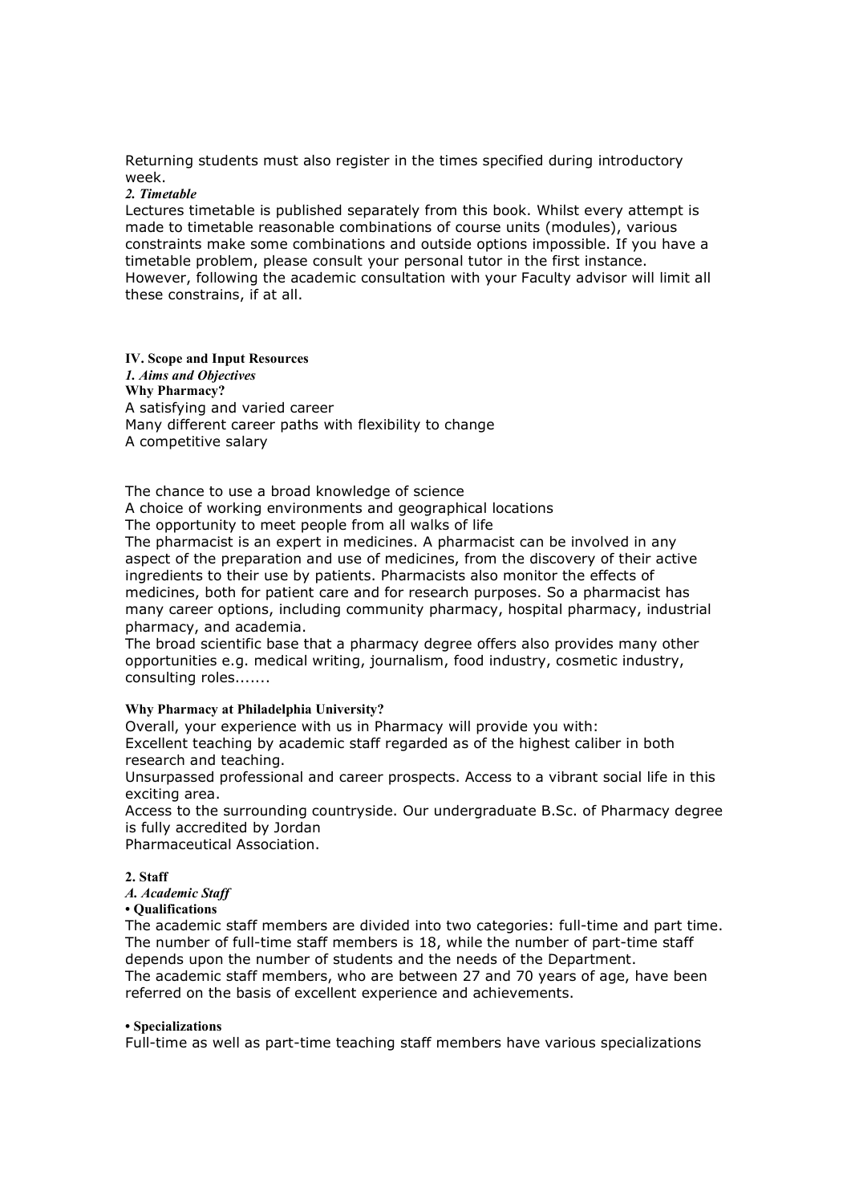Returning students must also register in the times specified during introductory week.

***2. Timetable***

Lectures timetable is published separately from this book. Whilst every attempt is made to timetable reasonable combinations of course units (modules), various constraints make some combinations and outside options impossible. If you have a timetable problem, please consult your personal tutor in the first instance. However, following the academic consultation with your Faculty advisor will limit all these constrains, if at all.

## IV. Scope and Input Resources

***1. Aims and Objectives***

**Why Pharmacy?**

A satisfying and varied career
Many different career paths with flexibility to change
A competitive salary

The chance to use a broad knowledge of science
A choice of working environments and geographical locations
The opportunity to meet people from all walks of life
The pharmacist is an expert in medicines. A pharmacist can be involved in any aspect of the preparation and use of medicines, from the discovery of their active ingredients to their use by patients. Pharmacists also monitor the effects of medicines, both for patient care and for research purposes. So a pharmacist has many career options, including community pharmacy, hospital pharmacy, industrial pharmacy, and academia.
The broad scientific base that a pharmacy degree offers also provides many other opportunities e.g. medical writing, journalism, food industry, cosmetic industry, consulting roles.......

**Why Pharmacy at Philadelphia University?**

Overall, your experience with us in Pharmacy will provide you with:
Excellent teaching by academic staff regarded as of the highest caliber in both research and teaching.
Unsurpassed professional and career prospects. Access to a vibrant social life in this exciting area.
Access to the surrounding countryside. Our undergraduate B.Sc. of Pharmacy degree is fully accredited by Jordan
Pharmaceutical Association.

**2. Staff**

***A. Academic Staff***

**• Qualifications**

The academic staff members are divided into two categories: full-time and part time. The number of full-time staff members is 18, while the number of part-time staff depends upon the number of students and the needs of the Department.
The academic staff members, who are between 27 and 70 years of age, have been referred on the basis of excellent experience and achievements.

**• Specializations**

Full-time as well as part-time teaching staff members have various specializations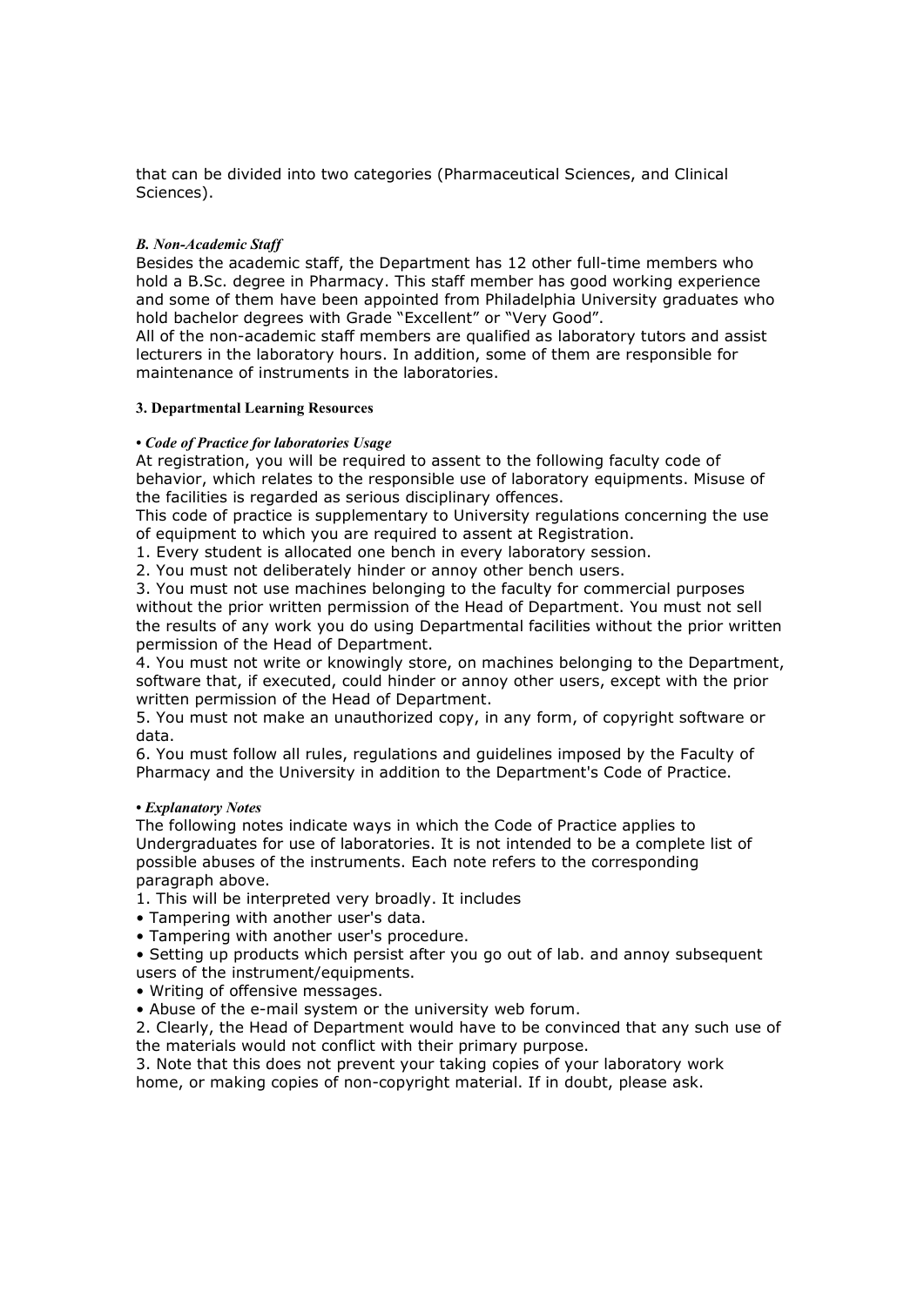that can be divided into two categories (Pharmaceutical Sciences, and Clinical Sciences).

### *B. Non-Academic Staff*

Besides the academic staff, the Department has 12 other full-time members who hold a B.Sc. degree in Pharmacy. This staff member has good working experience and some of them have been appointed from Philadelphia University graduates who hold bachelor degrees with Grade "Excellent" or "Very Good".

All of the non-academic staff members are qualified as laboratory tutors and assist lecturers in the laboratory hours. In addition, some of them are responsible for maintenance of instruments in the laboratories.

## 3. Departmental Learning Resources

### • *Code of Practice for laboratories Usage*

At registration, you will be required to assent to the following faculty code of behavior, which relates to the responsible use of laboratory equipments. Misuse of the facilities is regarded as serious disciplinary offences.

This code of practice is supplementary to University regulations concerning the use of equipment to which you are required to assent at Registration.

1. Every student is allocated one bench in every laboratory session.
2. You must not deliberately hinder or annoy other bench users.
3. You must not use machines belonging to the faculty for commercial purposes without the prior written permission of the Head of Department. You must not sell the results of any work you do using Departmental facilities without the prior written permission of the Head of Department.
4. You must not write or knowingly store, on machines belonging to the Department, software that, if executed, could hinder or annoy other users, except with the prior written permission of the Head of Department.
5. You must not make an unauthorized copy, in any form, of copyright software or data.
6. You must follow all rules, regulations and guidelines imposed by the Faculty of Pharmacy and the University in addition to the Department's Code of Practice.

### • *Explanatory Notes*

The following notes indicate ways in which the Code of Practice applies to Undergraduates for use of laboratories. It is not intended to be a complete list of possible abuses of the instruments. Each note refers to the corresponding paragraph above.

1. This will be interpreted very broadly. It includes
   - Tampering with another user's data.
   - Tampering with another user's procedure.
   - Setting up products which persist after you go out of lab. and annoy subsequent users of the instrument/equipments.
   - Writing of offensive messages.
   - Abuse of the e-mail system or the university web forum.
2. Clearly, the Head of Department would have to be convinced that any such use of the materials would not conflict with their primary purpose.
3. Note that this does not prevent your taking copies of your laboratory work home, or making copies of non-copyright material. If in doubt, please ask.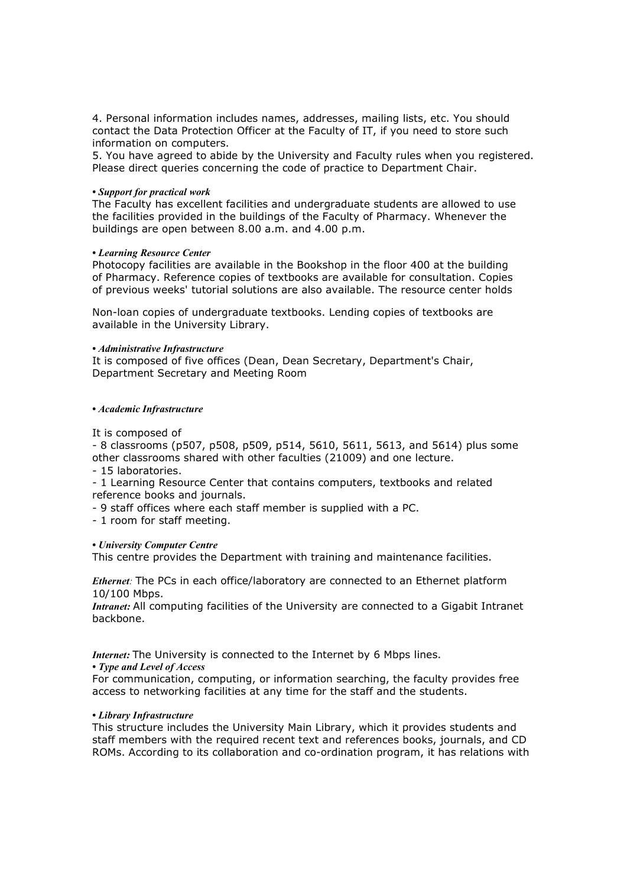4. Personal information includes names, addresses, mailing lists, etc. You should contact the Data Protection Officer at the Faculty of IT, if you need to store such information on computers.
5. You have agreed to abide by the University and Faculty rules when you registered. Please direct queries concerning the code of practice to Department Chair.

• ***Support for practical work***
The Faculty has excellent facilities and undergraduate students are allowed to use the facilities provided in the buildings of the Faculty of Pharmacy. Whenever the buildings are open between 8.00 a.m. and 4.00 p.m.

• ***Learning Resource Center***
Photocopy facilities are available in the Bookshop in the floor 400 at the building of Pharmacy. Reference copies of textbooks are available for consultation. Copies of previous weeks' tutorial solutions are also available. The resource center holds

Non-loan copies of undergraduate textbooks. Lending copies of textbooks are available in the University Library.

• ***Administrative Infrastructure***
It is composed of five offices (Dean, Dean Secretary, Department's Chair, Department Secretary and Meeting Room

• ***Academic Infrastructure***

It is composed of

- 8 classrooms (p507, p508, p509, p514, 5610, 5611, 5613, and 5614) plus some other classrooms shared with other faculties (21009) and one lecture.
- 15 laboratories.
- 1 Learning Resource Center that contains computers, textbooks and related reference books and journals.
- 9 staff offices where each staff member is supplied with a PC.
- 1 room for staff meeting.

• ***University Computer Centre***
This centre provides the Department with training and maintenance facilities.

***Ethernet:*** The PCs in each office/laboratory are connected to an Ethernet platform 10/100 Mbps.
***Intranet:*** All computing facilities of the University are connected to a Gigabit Intranet backbone.

***Internet:*** The University is connected to the Internet by 6 Mbps lines.

• ***Type and Level of Access***
For communication, computing, or information searching, the faculty provides free access to networking facilities at any time for the staff and the students.

• ***Library Infrastructure***
This structure includes the University Main Library, which it provides students and staff members with the required recent text and references books, journals, and CD ROMs. According to its collaboration and co-ordination program, it has relations with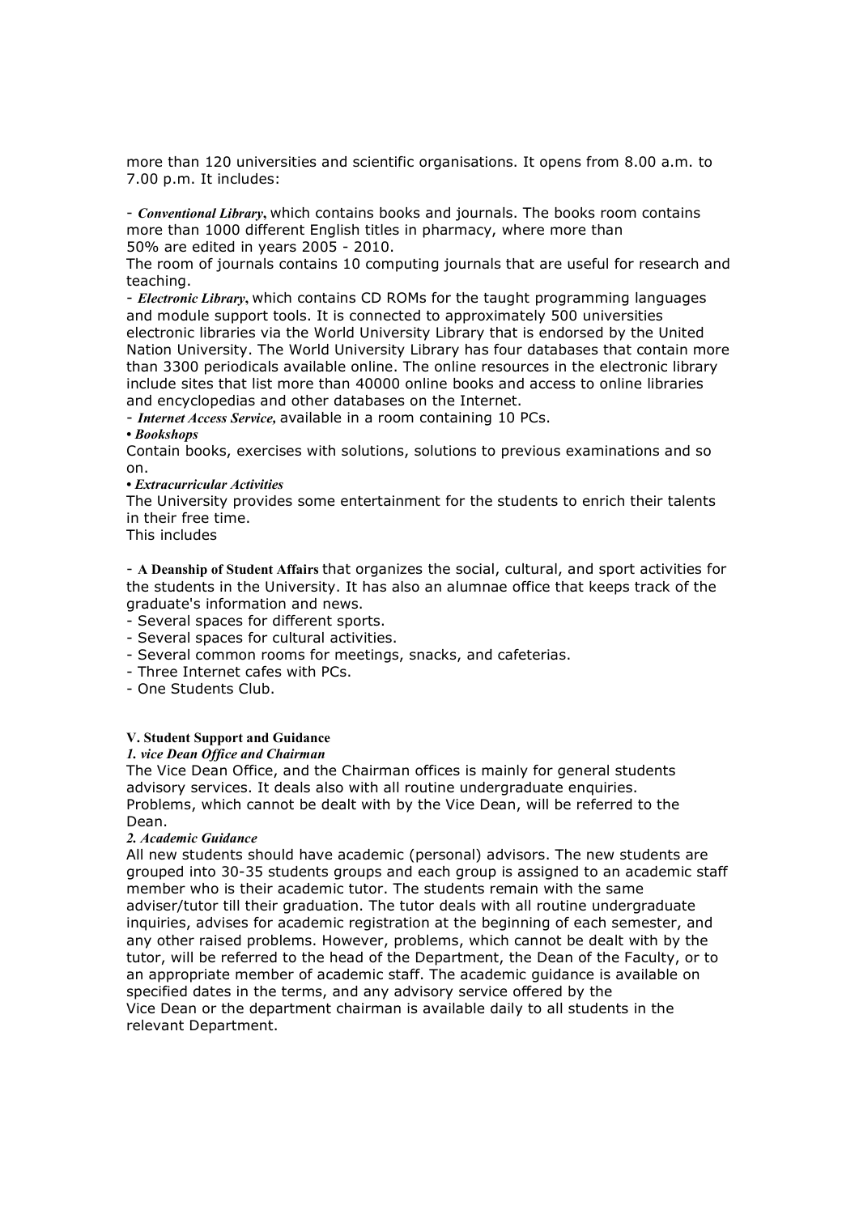more than 120 universities and scientific organisations. It opens from 8.00 a.m. to 7.00 p.m. It includes:

- ***Conventional Library***, which contains books and journals. The books room contains more than 1000 different English titles in pharmacy, where more than 50% are edited in years 2005 - 2010.

The room of journals contains 10 computing journals that are useful for research and teaching.

- ***Electronic Library***, which contains CD ROMs for the taught programming languages and module support tools. It is connected to approximately 500 universities electronic libraries via the World University Library that is endorsed by the United Nation University. The World University Library has four databases that contain more than 3300 periodicals available online. The online resources in the electronic library include sites that list more than 40000 online books and access to online libraries and encyclopedias and other databases on the Internet.
- ***Internet Access Service***, available in a room containing 10 PCs.

• ***Bookshops***

Contain books, exercises with solutions, solutions to previous examinations and so on.

• ***Extracurricular Activities***

The University provides some entertainment for the students to enrich their talents in their free time.

This includes

- **A Deanship of Student Affairs** that organizes the social, cultural, and sport activities for the students in the University. It has also an alumnae office that keeps track of the graduate's information and news.
- Several spaces for different sports.
- Several spaces for cultural activities.
- Several common rooms for meetings, snacks, and cafeterias.
- Three Internet cafes with PCs.
- One Students Club.

## V. Student Support and Guidance

### *1. vice Dean Office and Chairman*

The Vice Dean Office, and the Chairman offices is mainly for general students advisory services. It deals also with all routine undergraduate enquiries. Problems, which cannot be dealt with by the Vice Dean, will be referred to the Dean.

### *2. Academic Guidance*

All new students should have academic (personal) advisors. The new students are grouped into 30-35 students groups and each group is assigned to an academic staff member who is their academic tutor. The students remain with the same adviser/tutor till their graduation. The tutor deals with all routine undergraduate inquiries, advises for academic registration at the beginning of each semester, and any other raised problems. However, problems, which cannot be dealt with by the tutor, will be referred to the head of the Department, the Dean of the Faculty, or to an appropriate member of academic staff. The academic guidance is available on specified dates in the terms, and any advisory service offered by the Vice Dean or the department chairman is available daily to all students in the relevant Department.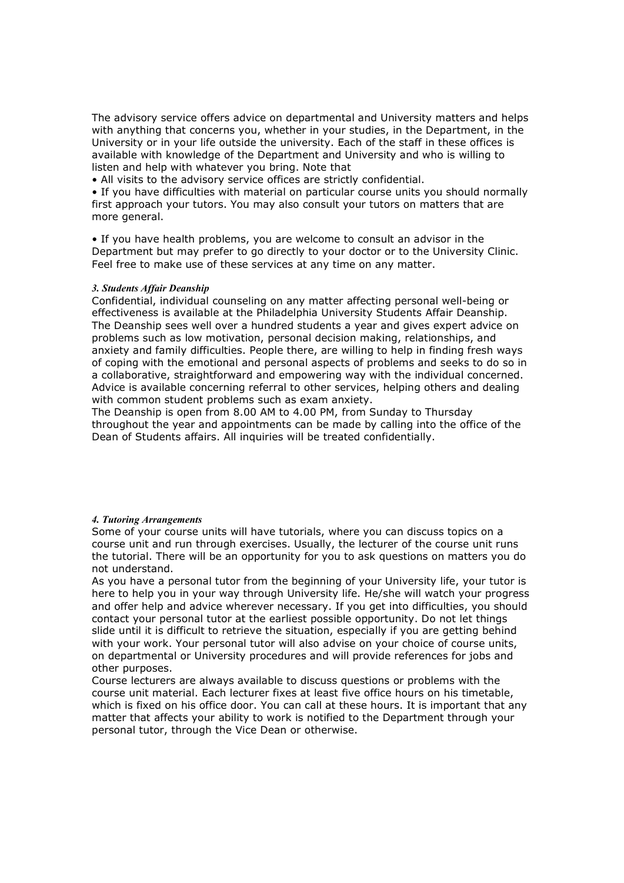The advisory service offers advice on departmental and University matters and helps with anything that concerns you, whether in your studies, in the Department, in the University or in your life outside the university. Each of the staff in these offices is available with knowledge of the Department and University and who is willing to listen and help with whatever you bring. Note that

- All visits to the advisory service offices are strictly confidential.
- If you have difficulties with material on particular course units you should normally first approach your tutors. You may also consult your tutors on matters that are more general.

- If you have health problems, you are welcome to consult an advisor in the Department but may prefer to go directly to your doctor or to the University Clinic. Feel free to make use of these services at any time on any matter.

### *3. Students Affair Deanship*

Confidential, individual counseling on any matter affecting personal well-being or effectiveness is available at the Philadelphia University Students Affair Deanship. The Deanship sees well over a hundred students a year and gives expert advice on problems such as low motivation, personal decision making, relationships, and anxiety and family difficulties. People there, are willing to help in finding fresh ways of coping with the emotional and personal aspects of problems and seeks to do so in a collaborative, straightforward and empowering way with the individual concerned. Advice is available concerning referral to other services, helping others and dealing with common student problems such as exam anxiety.

The Deanship is open from 8.00 AM to 4.00 PM, from Sunday to Thursday throughout the year and appointments can be made by calling into the office of the Dean of Students affairs. All inquiries will be treated confidentially.

### *4. Tutoring Arrangements*

Some of your course units will have tutorials, where you can discuss topics on a course unit and run through exercises. Usually, the lecturer of the course unit runs the tutorial. There will be an opportunity for you to ask questions on matters you do not understand.

As you have a personal tutor from the beginning of your University life, your tutor is here to help you in your way through University life. He/she will watch your progress and offer help and advice wherever necessary. If you get into difficulties, you should contact your personal tutor at the earliest possible opportunity. Do not let things slide until it is difficult to retrieve the situation, especially if you are getting behind with your work. Your personal tutor will also advise on your choice of course units, on departmental or University procedures and will provide references for jobs and other purposes.

Course lecturers are always available to discuss questions or problems with the course unit material. Each lecturer fixes at least five office hours on his timetable, which is fixed on his office door. You can call at these hours. It is important that any matter that affects your ability to work is notified to the Department through your personal tutor, through the Vice Dean or otherwise.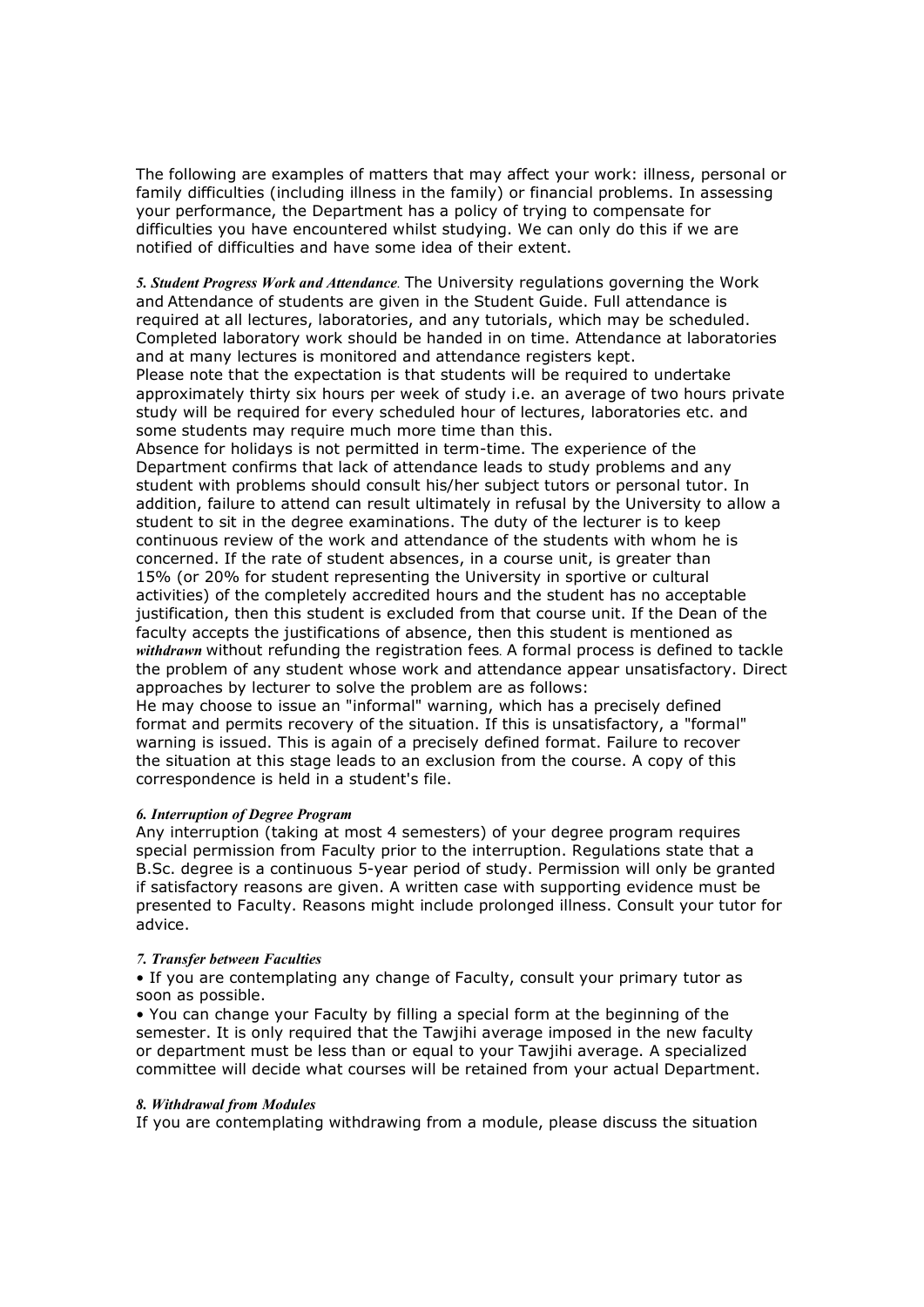The following are examples of matters that may affect your work: illness, personal or family difficulties (including illness in the family) or financial problems. In assessing your performance, the Department has a policy of trying to compensate for difficulties you have encountered whilst studying. We can only do this if we are notified of difficulties and have some idea of their extent.

***5. Student Progress Work and Attendance*.** The University regulations governing the Work and Attendance of students are given in the Student Guide. Full attendance is required at all lectures, laboratories, and any tutorials, which may be scheduled. Completed laboratory work should be handed in on time. Attendance at laboratories and at many lectures is monitored and attendance registers kept.
Please note that the expectation is that students will be required to undertake approximately thirty six hours per week of study i.e. an average of two hours private study will be required for every scheduled hour of lectures, laboratories etc. and some students may require much more time than this.
Absence for holidays is not permitted in term-time. The experience of the Department confirms that lack of attendance leads to study problems and any student with problems should consult his/her subject tutors or personal tutor. In addition, failure to attend can result ultimately in refusal by the University to allow a student to sit in the degree examinations. The duty of the lecturer is to keep continuous review of the work and attendance of the students with whom he is concerned. If the rate of student absences, in a course unit, is greater than 15% (or 20% for student representing the University in sportive or cultural activities) of the completely accredited hours and the student has no acceptable justification, then this student is excluded from that course unit. If the Dean of the faculty accepts the justifications of absence, then this student is mentioned as ***withdrawn*** without refunding the registration fees. A formal process is defined to tackle the problem of any student whose work and attendance appear unsatisfactory. Direct approaches by lecturer to solve the problem are as follows:
He may choose to issue an "informal" warning, which has a precisely defined format and permits recovery of the situation. If this is unsatisfactory, a "formal" warning is issued. This is again of a precisely defined format. Failure to recover the situation at this stage leads to an exclusion from the course. A copy of this correspondence is held in a student's file.

### *6. Interruption of Degree Program*

Any interruption (taking at most 4 semesters) of your degree program requires special permission from Faculty prior to the interruption. Regulations state that a B.Sc. degree is a continuous 5-year period of study. Permission will only be granted if satisfactory reasons are given. A written case with supporting evidence must be presented to Faculty. Reasons might include prolonged illness. Consult your tutor for advice.

### *7. Transfer between Faculties*

- If you are contemplating any change of Faculty, consult your primary tutor as soon as possible.
- You can change your Faculty by filling a special form at the beginning of the semester. It is only required that the Tawjihi average imposed in the new faculty or department must be less than or equal to your Tawjihi average. A specialized committee will decide what courses will be retained from your actual Department.

### *8. Withdrawal from Modules*

If you are contemplating withdrawing from a module, please discuss the situation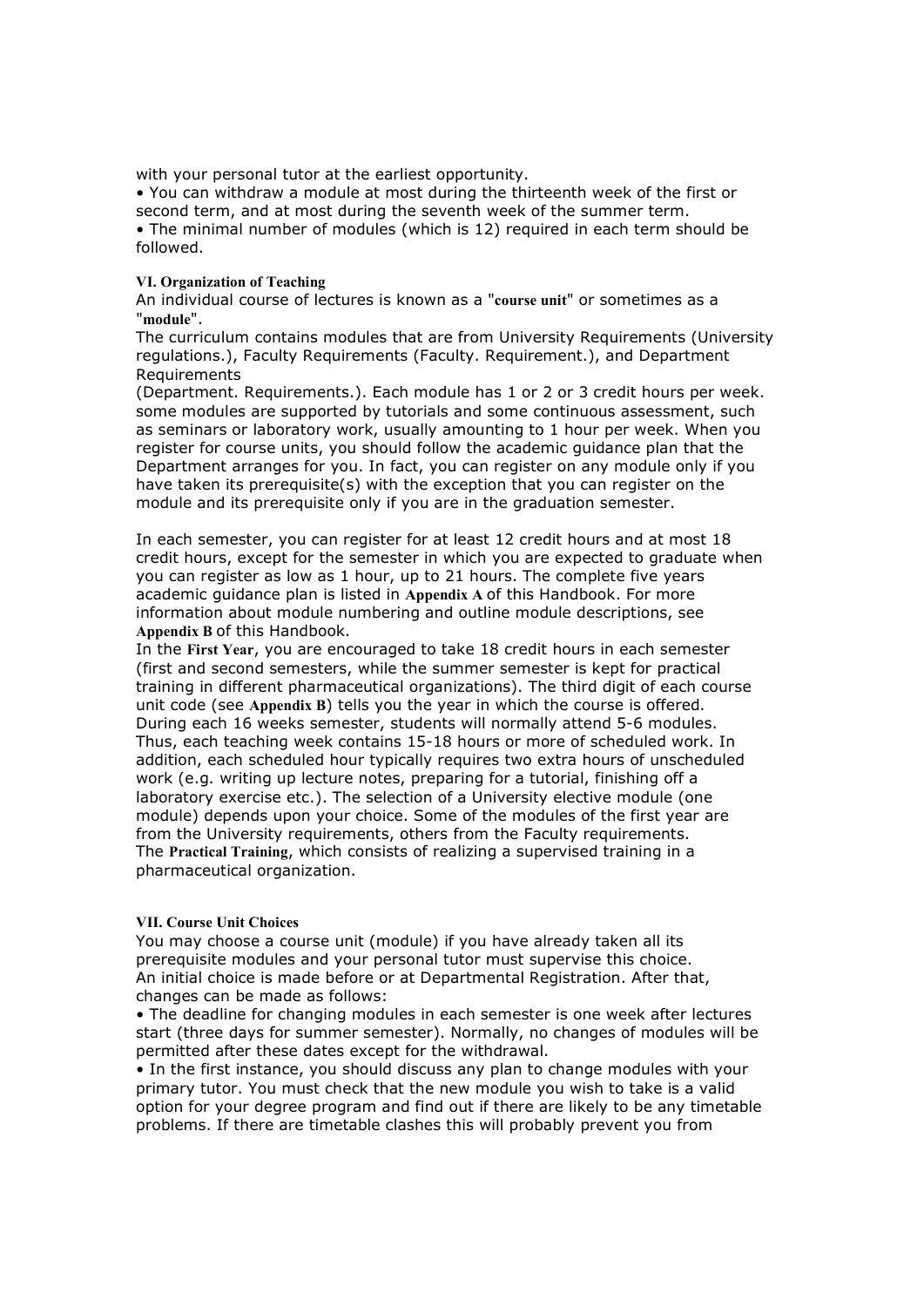with your personal tutor at the earliest opportunity.

- You can withdraw a module at most during the thirteenth week of the first or second term, and at most during the seventh week of the summer term.
- The minimal number of modules (which is 12) required in each term should be followed.

### VI. Organization of Teaching

An individual course of lectures is known as a "**course unit**" or sometimes as a "**module**".

The curriculum contains modules that are from University Requirements (University regulations.), Faculty Requirements (Faculty. Requirement.), and Department Requirements (Department. Requirements.). Each module has 1 or 2 or 3 credit hours per week. some modules are supported by tutorials and some continuous assessment, such as seminars or laboratory work, usually amounting to 1 hour per week. When you register for course units, you should follow the academic guidance plan that the Department arranges for you. In fact, you can register on any module only if you have taken its prerequisite(s) with the exception that you can register on the module and its prerequisite only if you are in the graduation semester.

In each semester, you can register for at least 12 credit hours and at most 18 credit hours, except for the semester in which you are expected to graduate when you can register as low as 1 hour, up to 21 hours. The complete five years academic guidance plan is listed in **Appendix A** of this Handbook. For more information about module numbering and outline module descriptions, see **Appendix B** of this Handbook.

In the **First Year**, you are encouraged to take 18 credit hours in each semester (first and second semesters, while the summer semester is kept for practical training in different pharmaceutical organizations). The third digit of each course unit code (see **Appendix B**) tells you the year in which the course is offered. During each 16 weeks semester, students will normally attend 5-6 modules. Thus, each teaching week contains 15-18 hours or more of scheduled work. In addition, each scheduled hour typically requires two extra hours of unscheduled work (e.g. writing up lecture notes, preparing for a tutorial, finishing off a laboratory exercise etc.). The selection of a University elective module (one module) depends upon your choice. Some of the modules of the first year are from the University requirements, others from the Faculty requirements.

The **Practical Training**, which consists of realizing a supervised training in a pharmaceutical organization.

### VII. Course Unit Choices

You may choose a course unit (module) if you have already taken all its prerequisite modules and your personal tutor must supervise this choice.

An initial choice is made before or at Departmental Registration. After that, changes can be made as follows:

- The deadline for changing modules in each semester is one week after lectures start (three days for summer semester). Normally, no changes of modules will be permitted after these dates except for the withdrawal.
- In the first instance, you should discuss any plan to change modules with your primary tutor. You must check that the new module you wish to take is a valid option for your degree program and find out if there are likely to be any timetable problems. If there are timetable clashes this will probably prevent you from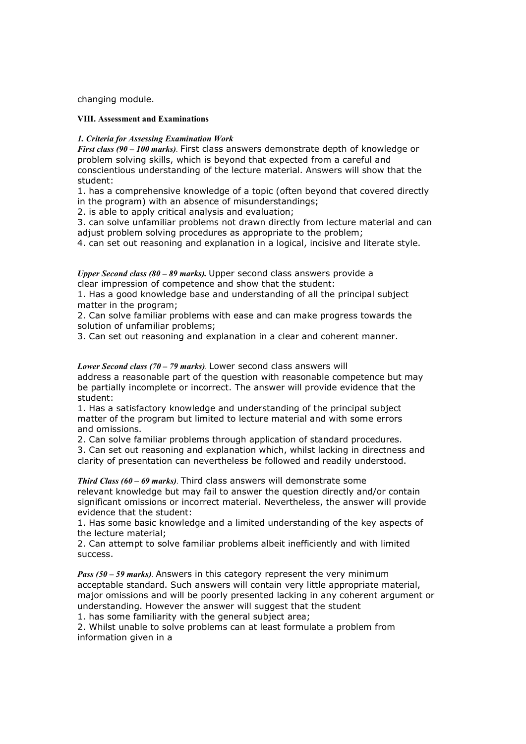changing module.

## VIII. Assessment and Examinations

### *1. Criteria for Assessing Examination Work*

***First class (90 – 100 marks).*** First class answers demonstrate depth of knowledge or problem solving skills, which is beyond that expected from a careful and conscientious understanding of the lecture material. Answers will show that the student:

1. has a comprehensive knowledge of a topic (often beyond that covered directly in the program) with an absence of misunderstandings;
2. is able to apply critical analysis and evaluation;
3. can solve unfamiliar problems not drawn directly from lecture material and can adjust problem solving procedures as appropriate to the problem;
4. can set out reasoning and explanation in a logical, incisive and literate style.

***Upper Second class (80 – 89 marks).*** Upper second class answers provide a clear impression of competence and show that the student:

1. Has a good knowledge base and understanding of all the principal subject matter in the program;
2. Can solve familiar problems with ease and can make progress towards the solution of unfamiliar problems;
3. Can set out reasoning and explanation in a clear and coherent manner.

***Lower Second class (70 – 79 marks).*** Lower second class answers will address a reasonable part of the question with reasonable competence but may be partially incomplete or incorrect. The answer will provide evidence that the student:

1. Has a satisfactory knowledge and understanding of the principal subject matter of the program but limited to lecture material and with some errors and omissions.
2. Can solve familiar problems through application of standard procedures.
3. Can set out reasoning and explanation which, whilst lacking in directness and clarity of presentation can nevertheless be followed and readily understood.

***Third Class (60 – 69 marks).*** Third class answers will demonstrate some relevant knowledge but may fail to answer the question directly and/or contain significant omissions or incorrect material. Nevertheless, the answer will provide evidence that the student:

1. Has some basic knowledge and a limited understanding of the key aspects of the lecture material;
2. Can attempt to solve familiar problems albeit inefficiently and with limited success.

***Pass (50 – 59 marks).*** Answers in this category represent the very minimum acceptable standard. Such answers will contain very little appropriate material, major omissions and will be poorly presented lacking in any coherent argument or understanding. However the answer will suggest that the student

1. has some familiarity with the general subject area;
2. Whilst unable to solve problems can at least formulate a problem from information given in a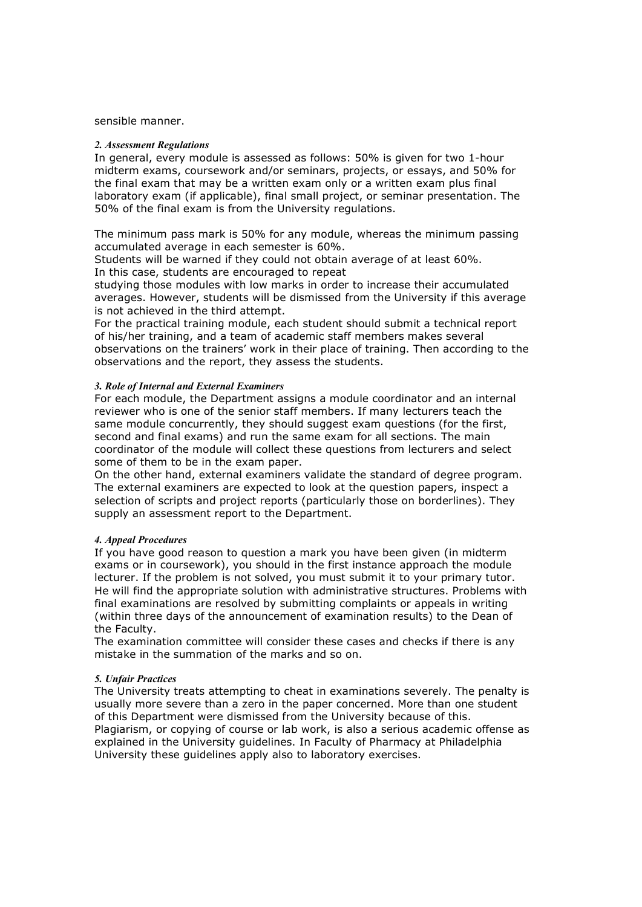sensible manner.

#### *2. Assessment Regulations*

In general, every module is assessed as follows: 50% is given for two 1-hour midterm exams, coursework and/or seminars, projects, or essays, and 50% for the final exam that may be a written exam only or a written exam plus final laboratory exam (if applicable), final small project, or seminar presentation. The 50% of the final exam is from the University regulations.

The minimum pass mark is 50% for any module, whereas the minimum passing accumulated average in each semester is 60%.
Students will be warned if they could not obtain average of at least 60%.
In this case, students are encouraged to repeat
studying those modules with low marks in order to increase their accumulated averages. However, students will be dismissed from the University if this average is not achieved in the third attempt.
For the practical training module, each student should submit a technical report of his/her training, and a team of academic staff members makes several observations on the trainers' work in their place of training. Then according to the observations and the report, they assess the students.

#### *3. Role of Internal and External Examiners*

For each module, the Department assigns a module coordinator and an internal reviewer who is one of the senior staff members. If many lecturers teach the same module concurrently, they should suggest exam questions (for the first, second and final exams) and run the same exam for all sections. The main coordinator of the module will collect these questions from lecturers and select some of them to be in the exam paper.
On the other hand, external examiners validate the standard of degree program. The external examiners are expected to look at the question papers, inspect a selection of scripts and project reports (particularly those on borderlines). They supply an assessment report to the Department.

#### *4. Appeal Procedures*

If you have good reason to question a mark you have been given (in midterm exams or in coursework), you should in the first instance approach the module lecturer. If the problem is not solved, you must submit it to your primary tutor. He will find the appropriate solution with administrative structures. Problems with final examinations are resolved by submitting complaints or appeals in writing (within three days of the announcement of examination results) to the Dean of the Faculty.
The examination committee will consider these cases and checks if there is any mistake in the summation of the marks and so on.

#### *5. Unfair Practices*

The University treats attempting to cheat in examinations severely. The penalty is usually more severe than a zero in the paper concerned. More than one student of this Department were dismissed from the University because of this.
Plagiarism, or copying of course or lab work, is also a serious academic offense as explained in the University guidelines. In Faculty of Pharmacy at Philadelphia University these guidelines apply also to laboratory exercises.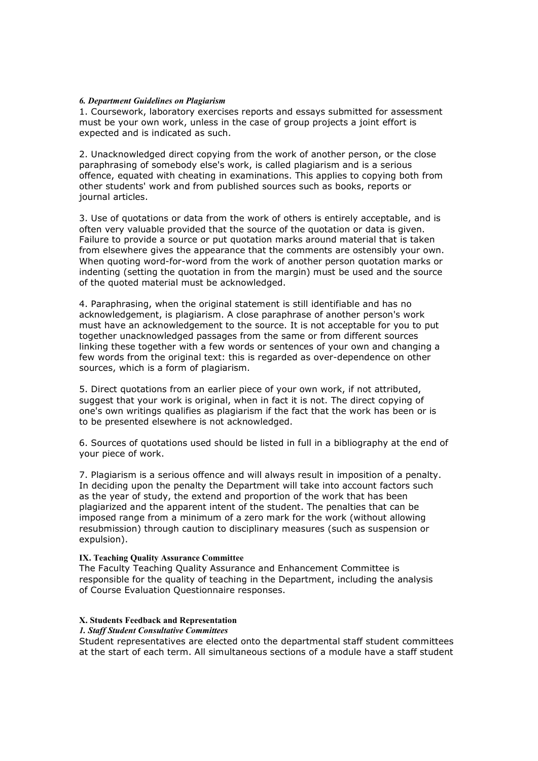### *6. Department Guidelines on Plagiarism*

1. Coursework, laboratory exercises reports and essays submitted for assessment must be your own work, unless in the case of group projects a joint effort is expected and is indicated as such.

2. Unacknowledged direct copying from the work of another person, or the close paraphrasing of somebody else's work, is called plagiarism and is a serious offence, equated with cheating in examinations. This applies to copying both from other students' work and from published sources such as books, reports or journal articles.

3. Use of quotations or data from the work of others is entirely acceptable, and is often very valuable provided that the source of the quotation or data is given. Failure to provide a source or put quotation marks around material that is taken from elsewhere gives the appearance that the comments are ostensibly your own. When quoting word-for-word from the work of another person quotation marks or indenting (setting the quotation in from the margin) must be used and the source of the quoted material must be acknowledged.

4. Paraphrasing, when the original statement is still identifiable and has no acknowledgement, is plagiarism. A close paraphrase of another person's work must have an acknowledgement to the source. It is not acceptable for you to put together unacknowledged passages from the same or from different sources linking these together with a few words or sentences of your own and changing a few words from the original text: this is regarded as over-dependence on other sources, which is a form of plagiarism.

5. Direct quotations from an earlier piece of your own work, if not attributed, suggest that your work is original, when in fact it is not. The direct copying of one's own writings qualifies as plagiarism if the fact that the work has been or is to be presented elsewhere is not acknowledged.

6. Sources of quotations used should be listed in full in a bibliography at the end of your piece of work.

7. Plagiarism is a serious offence and will always result in imposition of a penalty. In deciding upon the penalty the Department will take into account factors such as the year of study, the extend and proportion of the work that has been plagiarized and the apparent intent of the student. The penalties that can be imposed range from a minimum of a zero mark for the work (without allowing resubmission) through caution to disciplinary measures (such as suspension or expulsion).

## IX. Teaching Quality Assurance Committee

The Faculty Teaching Quality Assurance and Enhancement Committee is responsible for the quality of teaching in the Department, including the analysis of Course Evaluation Questionnaire responses.

## X. Students Feedback and Representation

### *1. Staff Student Consultative Committees*

Student representatives are elected onto the departmental staff student committees at the start of each term. All simultaneous sections of a module have a staff student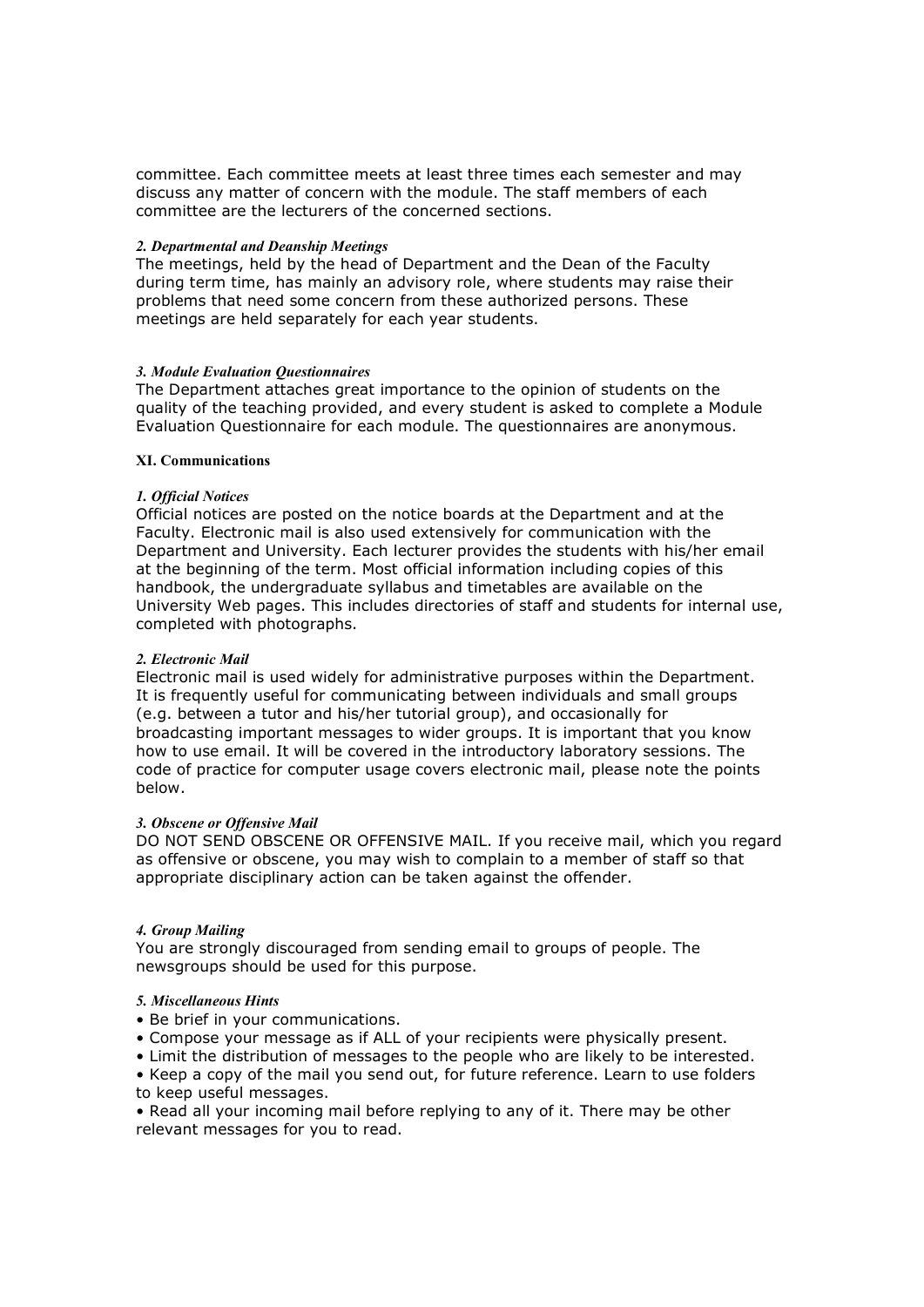committee. Each committee meets at least three times each semester and may discuss any matter of concern with the module. The staff members of each committee are the lecturers of the concerned sections.

#### *2. Departmental and Deanship Meetings*

The meetings, held by the head of Department and the Dean of the Faculty during term time, has mainly an advisory role, where students may raise their problems that need some concern from these authorized persons. These meetings are held separately for each year students.

#### *3. Module Evaluation Questionnaires*

The Department attaches great importance to the opinion of students on the quality of the teaching provided, and every student is asked to complete a Module Evaluation Questionnaire for each module. The questionnaires are anonymous.

### XI. Communications

#### *1. Official Notices*

Official notices are posted on the notice boards at the Department and at the Faculty. Electronic mail is also used extensively for communication with the Department and University. Each lecturer provides the students with his/her email at the beginning of the term. Most official information including copies of this handbook, the undergraduate syllabus and timetables are available on the University Web pages. This includes directories of staff and students for internal use, completed with photographs.

#### *2. Electronic Mail*

Electronic mail is used widely for administrative purposes within the Department. It is frequently useful for communicating between individuals and small groups (e.g. between a tutor and his/her tutorial group), and occasionally for broadcasting important messages to wider groups. It is important that you know how to use email. It will be covered in the introductory laboratory sessions. The code of practice for computer usage covers electronic mail, please note the points below.

#### *3. Obscene or Offensive Mail*

DO NOT SEND OBSCENE OR OFFENSIVE MAIL. If you receive mail, which you regard as offensive or obscene, you may wish to complain to a member of staff so that appropriate disciplinary action can be taken against the offender.

#### *4. Group Mailing*

You are strongly discouraged from sending email to groups of people. The newsgroups should be used for this purpose.

#### *5. Miscellaneous Hints*

- Be brief in your communications.
- Compose your message as if ALL of your recipients were physically present.
- Limit the distribution of messages to the people who are likely to be interested.
- Keep a copy of the mail you send out, for future reference. Learn to use folders to keep useful messages.
- Read all your incoming mail before replying to any of it. There may be other relevant messages for you to read.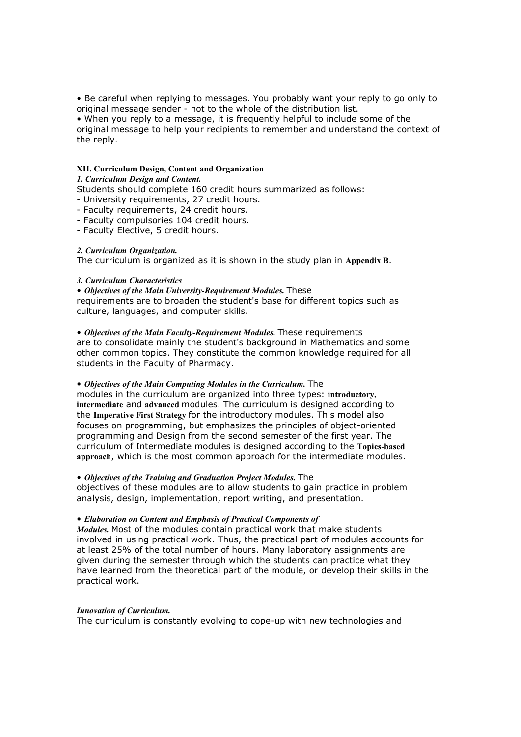• Be careful when replying to messages. You probably want your reply to go only to original message sender - not to the whole of the distribution list.
• When you reply to a message, it is frequently helpful to include some of the original message to help your recipients to remember and understand the context of the reply.

## XII. Curriculum Design, Content and Organization

### *1. Curriculum Design and Content.*

Students should complete 160 credit hours summarized as follows:

- University requirements, 27 credit hours.
- Faculty requirements, 24 credit hours.
- Faculty compulsories 104 credit hours.
- Faculty Elective, 5 credit hours.

### *2. Curriculum Organization.*

The curriculum is organized as it is shown in the study plan in **Appendix B**.

### *3. Curriculum Characteristics*

• ***Objectives of the Main University-Requirement Modules.*** These requirements are to broaden the student's base for different topics such as culture, languages, and computer skills.

• ***Objectives of the Main Faculty-Requirement Modules.*** These requirements are to consolidate mainly the student's background in Mathematics and some other common topics. They constitute the common knowledge required for all students in the Faculty of Pharmacy.

• ***Objectives of the Main Computing Modules in the Curriculum.*** The modules in the curriculum are organized into three types: **introductory**, **intermediate** and **advanced** modules. The curriculum is designed according to the **Imperative First Strategy** for the introductory modules. This model also focuses on programming, but emphasizes the principles of object-oriented programming and Design from the second semester of the first year. The curriculum of Intermediate modules is designed according to the **Topics-based approach**, which is the most common approach for the intermediate modules.

• ***Objectives of the Training and Graduation Project Modules.*** The objectives of these modules are to allow students to gain practice in problem analysis, design, implementation, report writing, and presentation.

• ***Elaboration on Content and Emphasis of Practical Components of Modules.*** Most of the modules contain practical work that make students involved in using practical work. Thus, the practical part of modules accounts for at least 25% of the total number of hours. Many laboratory assignments are given during the semester through which the students can practice what they have learned from the theoretical part of the module, or develop their skills in the practical work.

### *Innovation of Curriculum.*

The curriculum is constantly evolving to cope-up with new technologies and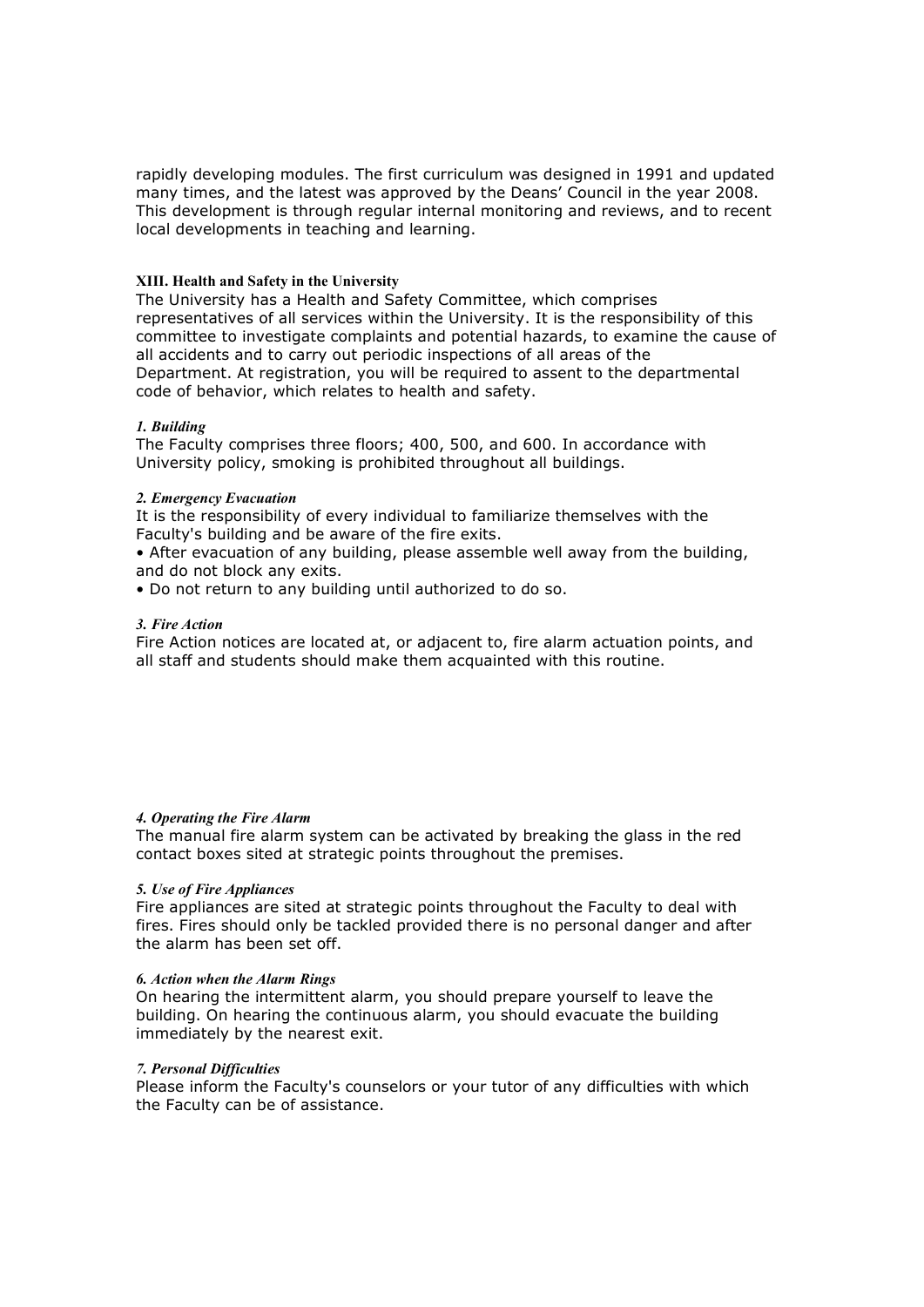rapidly developing modules. The first curriculum was designed in 1991 and updated many times, and the latest was approved by the Deans' Council in the year 2008. This development is through regular internal monitoring and reviews, and to recent local developments in teaching and learning.

## XIII. Health and Safety in the University

The University has a Health and Safety Committee, which comprises representatives of all services within the University. It is the responsibility of this committee to investigate complaints and potential hazards, to examine the cause of all accidents and to carry out periodic inspections of all areas of the Department. At registration, you will be required to assent to the departmental code of behavior, which relates to health and safety.

### *1. Building*

The Faculty comprises three floors; 400, 500, and 600. In accordance with University policy, smoking is prohibited throughout all buildings.

### *2. Emergency Evacuation*

It is the responsibility of every individual to familiarize themselves with the Faculty's building and be aware of the fire exits.

- After evacuation of any building, please assemble well away from the building, and do not block any exits.
- Do not return to any building until authorized to do so.

### *3. Fire Action*

Fire Action notices are located at, or adjacent to, fire alarm actuation points, and all staff and students should make them acquainted with this routine.

### *4. Operating the Fire Alarm*

The manual fire alarm system can be activated by breaking the glass in the red contact boxes sited at strategic points throughout the premises.

### *5. Use of Fire Appliances*

Fire appliances are sited at strategic points throughout the Faculty to deal with fires. Fires should only be tackled provided there is no personal danger and after the alarm has been set off.

### *6. Action when the Alarm Rings*

On hearing the intermittent alarm, you should prepare yourself to leave the building. On hearing the continuous alarm, you should evacuate the building immediately by the nearest exit.

### *7. Personal Difficulties*

Please inform the Faculty's counselors or your tutor of any difficulties with which the Faculty can be of assistance.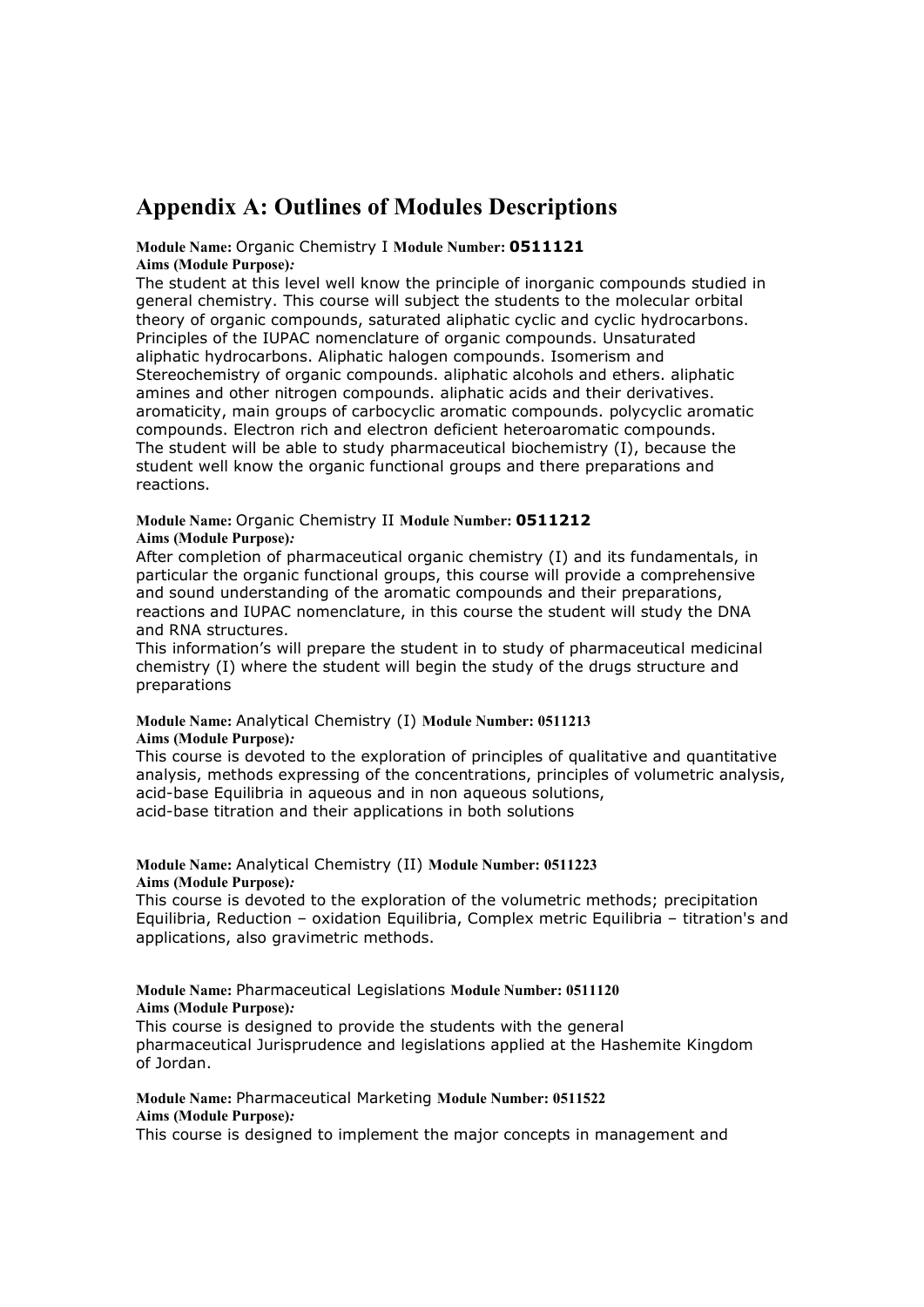# Appendix A: Outlines of Modules Descriptions

**Module Name:** Organic Chemistry I **Module Number: 0511121**
**Aims (Module Purpose)*:***
The student at this level well know the principle of inorganic compounds studied in general chemistry. This course will subject the students to the molecular orbital theory of organic compounds, saturated aliphatic cyclic and cyclic hydrocarbons. Principles of the IUPAC nomenclature of organic compounds. Unsaturated aliphatic hydrocarbons. Aliphatic halogen compounds. Isomerism and Stereochemistry of organic compounds. aliphatic alcohols and ethers. aliphatic amines and other nitrogen compounds. aliphatic acids and their derivatives. aromaticity, main groups of carbocyclic aromatic compounds. polycyclic aromatic compounds. Electron rich and electron deficient heteroaromatic compounds.
The student will be able to study pharmaceutical biochemistry (I), because the student well know the organic functional groups and there preparations and reactions.

**Module Name:** Organic Chemistry II **Module Number: 0511212**
**Aims (Module Purpose)*:***
After completion of pharmaceutical organic chemistry (I) and its fundamentals, in particular the organic functional groups, this course will provide a comprehensive and sound understanding of the aromatic compounds and their preparations, reactions and IUPAC nomenclature, in this course the student will study the DNA and RNA structures.
This information's will prepare the student in to study of pharmaceutical medicinal chemistry (I) where the student will begin the study of the drugs structure and preparations

**Module Name:** Analytical Chemistry (I) **Module Number: 0511213**
**Aims (Module Purpose)*:***
This course is devoted to the exploration of principles of qualitative and quantitative analysis, methods expressing of the concentrations, principles of volumetric analysis, acid-base Equilibria in aqueous and in non aqueous solutions,
acid-base titration and their applications in both solutions

**Module Name:** Analytical Chemistry (II) **Module Number: 0511223**
**Aims (Module Purpose)*:***
This course is devoted to the exploration of the volumetric methods; precipitation Equilibria, Reduction – oxidation Equilibria, Complex metric Equilibria – titration's and applications, also gravimetric methods.

**Module Name:** Pharmaceutical Legislations **Module Number: 0511120**
**Aims (Module Purpose)*:***
This course is designed to provide the students with the general pharmaceutical Jurisprudence and legislations applied at the Hashemite Kingdom of Jordan.

**Module Name:** Pharmaceutical Marketing **Module Number: 0511522**
**Aims (Module Purpose)*:***
This course is designed to implement the major concepts in management and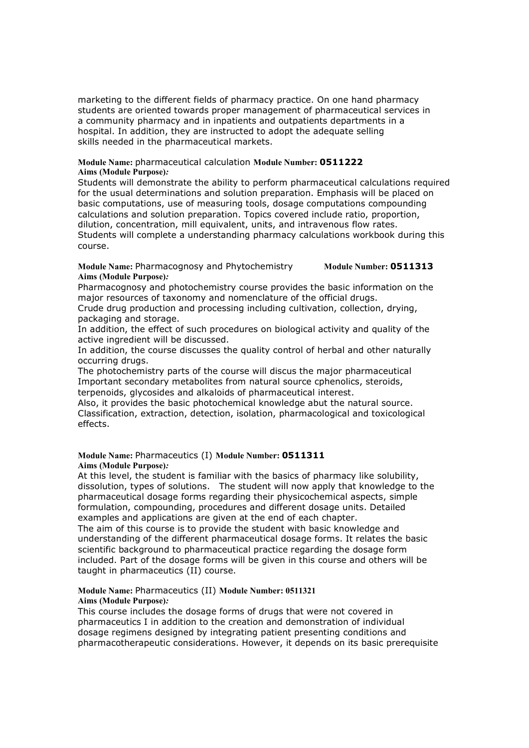marketing to the different fields of pharmacy practice. On one hand pharmacy students are oriented towards proper management of pharmaceutical services in a community pharmacy and in inpatients and outpatients departments in a hospital. In addition, they are instructed to adopt the adequate selling skills needed in the pharmaceutical markets.

**Module Name:** pharmaceutical calculation **Module Number: 0511222**
**Aims (Module Purpose)*:***

Students will demonstrate the ability to perform pharmaceutical calculations required for the usual determinations and solution preparation. Emphasis will be placed on basic computations, use of measuring tools, dosage computations compounding calculations and solution preparation. Topics covered include ratio, proportion, dilution, concentration, mill equivalent, units, and intravenous flow rates. Students will complete a understanding pharmacy calculations workbook during this course.

**Module Name:** Pharmacognosy and Phytochemistry **Module Number: 0511313**
**Aims (Module Purpose)*:***

Pharmacognosy and photochemistry course provides the basic information on the major resources of taxonomy and nomenclature of the official drugs.
Crude drug production and processing including cultivation, collection, drying, packaging and storage.
In addition, the effect of such procedures on biological activity and quality of the active ingredient will be discussed.
In addition, the course discusses the quality control of herbal and other naturally occurring drugs.
The photochemistry parts of the course will discus the major pharmaceutical Important secondary metabolites from natural source cphenolics, steroids, terpenoids, glycosides and alkaloids of pharmaceutical interest.
Also, it provides the basic photochemical knowledge abut the natural source. Classification, extraction, detection, isolation, pharmacological and toxicological effects.

**Module Name:** Pharmaceutics (I) **Module Number: 0511311**
**Aims (Module Purpose)*:***

At this level, the student is familiar with the basics of pharmacy like solubility, dissolution, types of solutions. The student will now apply that knowledge to the pharmaceutical dosage forms regarding their physicochemical aspects, simple formulation, compounding, procedures and different dosage units. Detailed examples and applications are given at the end of each chapter.
The aim of this course is to provide the student with basic knowledge and understanding of the different pharmaceutical dosage forms. It relates the basic scientific background to pharmaceutical practice regarding the dosage form included. Part of the dosage forms will be given in this course and others will be taught in pharmaceutics (II) course.

**Module Name:** Pharmaceutics (II) **Module Number: 0511321**
**Aims (Module Purpose)*:***

This course includes the dosage forms of drugs that were not covered in pharmaceutics I in addition to the creation and demonstration of individual dosage regimens designed by integrating patient presenting conditions and pharmacotherapeutic considerations. However, it depends on its basic prerequisite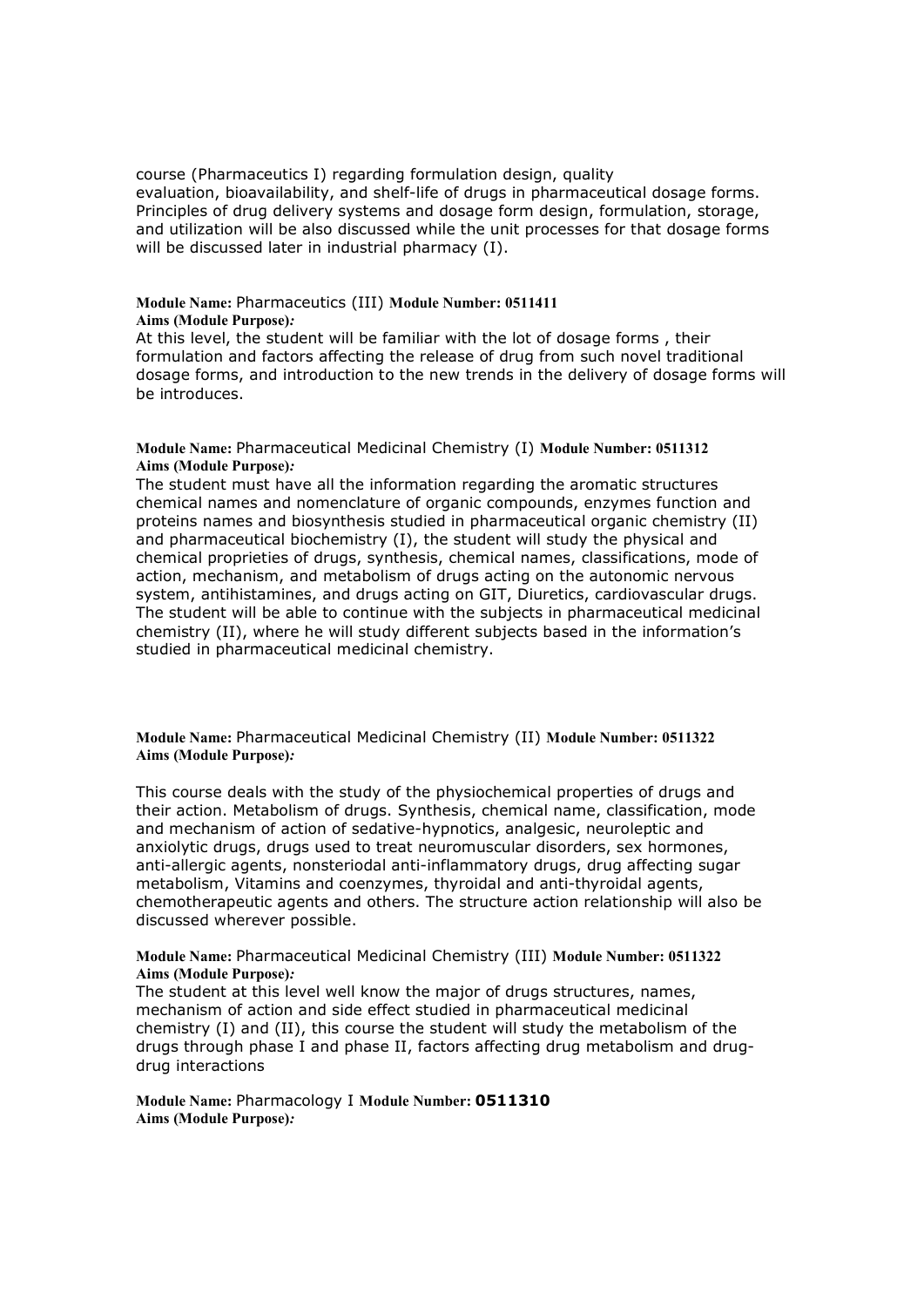course (Pharmaceutics I) regarding formulation design, quality evaluation, bioavailability, and shelf-life of drugs in pharmaceutical dosage forms. Principles of drug delivery systems and dosage form design, formulation, storage, and utilization will be also discussed while the unit processes for that dosage forms will be discussed later in industrial pharmacy (I).

**Module Name:** Pharmaceutics (III) **Module Number: 0511411**
**Aims (Module Purpose)*:***
At this level, the student will be familiar with the lot of dosage forms , their formulation and factors affecting the release of drug from such novel traditional dosage forms, and introduction to the new trends in the delivery of dosage forms will be introduces.

**Module Name:** Pharmaceutical Medicinal Chemistry (I) **Module Number: 0511312**
**Aims (Module Purpose)*:***
The student must have all the information regarding the aromatic structures chemical names and nomenclature of organic compounds, enzymes function and proteins names and biosynthesis studied in pharmaceutical organic chemistry (II) and pharmaceutical biochemistry (I), the student will study the physical and chemical proprieties of drugs, synthesis, chemical names, classifications, mode of action, mechanism, and metabolism of drugs acting on the autonomic nervous system, antihistamines, and drugs acting on GIT, Diuretics, cardiovascular drugs. The student will be able to continue with the subjects in pharmaceutical medicinal chemistry (II), where he will study different subjects based in the information's studied in pharmaceutical medicinal chemistry.

**Module Name:** Pharmaceutical Medicinal Chemistry (II) **Module Number: 0511322**
**Aims (Module Purpose)*:***

This course deals with the study of the physiochemical properties of drugs and their action. Metabolism of drugs. Synthesis, chemical name, classification, mode and mechanism of action of sedative-hypnotics, analgesic, neuroleptic and anxiolytic drugs, drugs used to treat neuromuscular disorders, sex hormones, anti-allergic agents, nonsteriodal anti-inflammatory drugs, drug affecting sugar metabolism, Vitamins and coenzymes, thyroidal and anti-thyroidal agents, chemotherapeutic agents and others. The structure action relationship will also be discussed wherever possible.

**Module Name:** Pharmaceutical Medicinal Chemistry (III) **Module Number: 0511322**
**Aims (Module Purpose)*:***
The student at this level well know the major of drugs structures, names, mechanism of action and side effect studied in pharmaceutical medicinal chemistry (I) and (II), this course the student will study the metabolism of the drugs through phase I and phase II, factors affecting drug metabolism and drug-drug interactions

**Module Name:** Pharmacology I **Module Number: 0511310**
**Aims (Module Purpose)*:***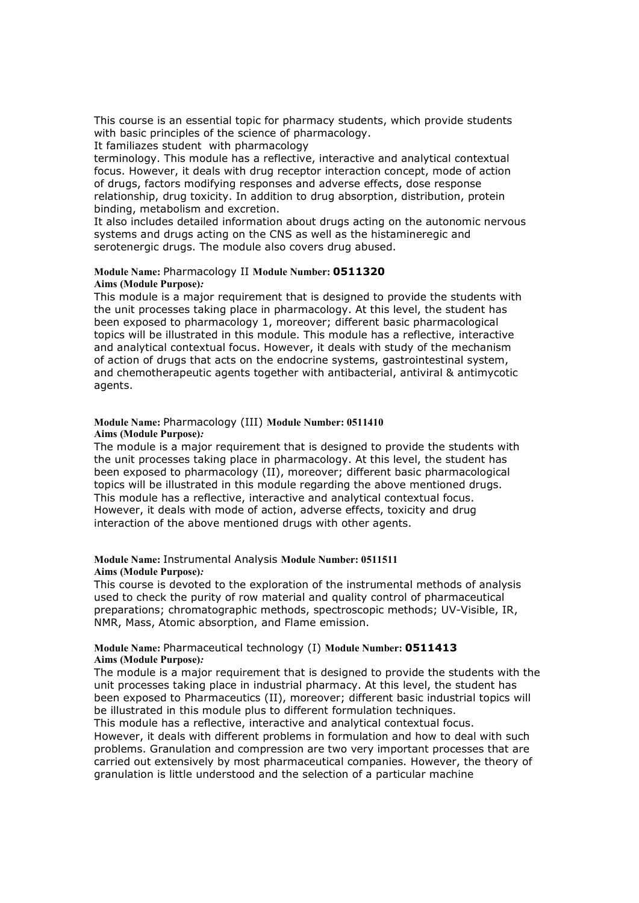This course is an essential topic for pharmacy students, which provide students with basic principles of the science of pharmacology.
It familiazes student with pharmacology
terminology. This module has a reflective, interactive and analytical contextual focus. However, it deals with drug receptor interaction concept, mode of action of drugs, factors modifying responses and adverse effects, dose response relationship, drug toxicity. In addition to drug absorption, distribution, protein binding, metabolism and excretion.
It also includes detailed information about drugs acting on the autonomic nervous systems and drugs acting on the CNS as well as the histamineregic and serotenergic drugs. The module also covers drug abused.

**Module Name:** Pharmacology II **Module Number: 0511320**
**Aims (Module Purpose)*:***
This module is a major requirement that is designed to provide the students with the unit processes taking place in pharmacology. At this level, the student has been exposed to pharmacology 1, moreover; different basic pharmacological topics will be illustrated in this module. This module has a reflective, interactive and analytical contextual focus. However, it deals with study of the mechanism of action of drugs that acts on the endocrine systems, gastrointestinal system, and chemotherapeutic agents together with antibacterial, antiviral & antimycotic agents.

**Module Name:** Pharmacology (III) **Module Number: 0511410**
**Aims (Module Purpose)*:***
The module is a major requirement that is designed to provide the students with the unit processes taking place in pharmacology. At this level, the student has been exposed to pharmacology (II), moreover; different basic pharmacological topics will be illustrated in this module regarding the above mentioned drugs. This module has a reflective, interactive and analytical contextual focus. However, it deals with mode of action, adverse effects, toxicity and drug interaction of the above mentioned drugs with other agents.

**Module Name:** Instrumental Analysis **Module Number: 0511511**
**Aims (Module Purpose)*:***
This course is devoted to the exploration of the instrumental methods of analysis used to check the purity of row material and quality control of pharmaceutical preparations; chromatographic methods, spectroscopic methods; UV-Visible, IR, NMR, Mass, Atomic absorption, and Flame emission.

**Module Name:** Pharmaceutical technology (I) **Module Number: 0511413**
**Aims (Module Purpose)*:***
The module is a major requirement that is designed to provide the students with the unit processes taking place in industrial pharmacy. At this level, the student has been exposed to Pharmaceutics (II), moreover; different basic industrial topics will be illustrated in this module plus to different formulation techniques.
This module has a reflective, interactive and analytical contextual focus.
However, it deals with different problems in formulation and how to deal with such problems. Granulation and compression are two very important processes that are carried out extensively by most pharmaceutical companies. However, the theory of granulation is little understood and the selection of a particular machine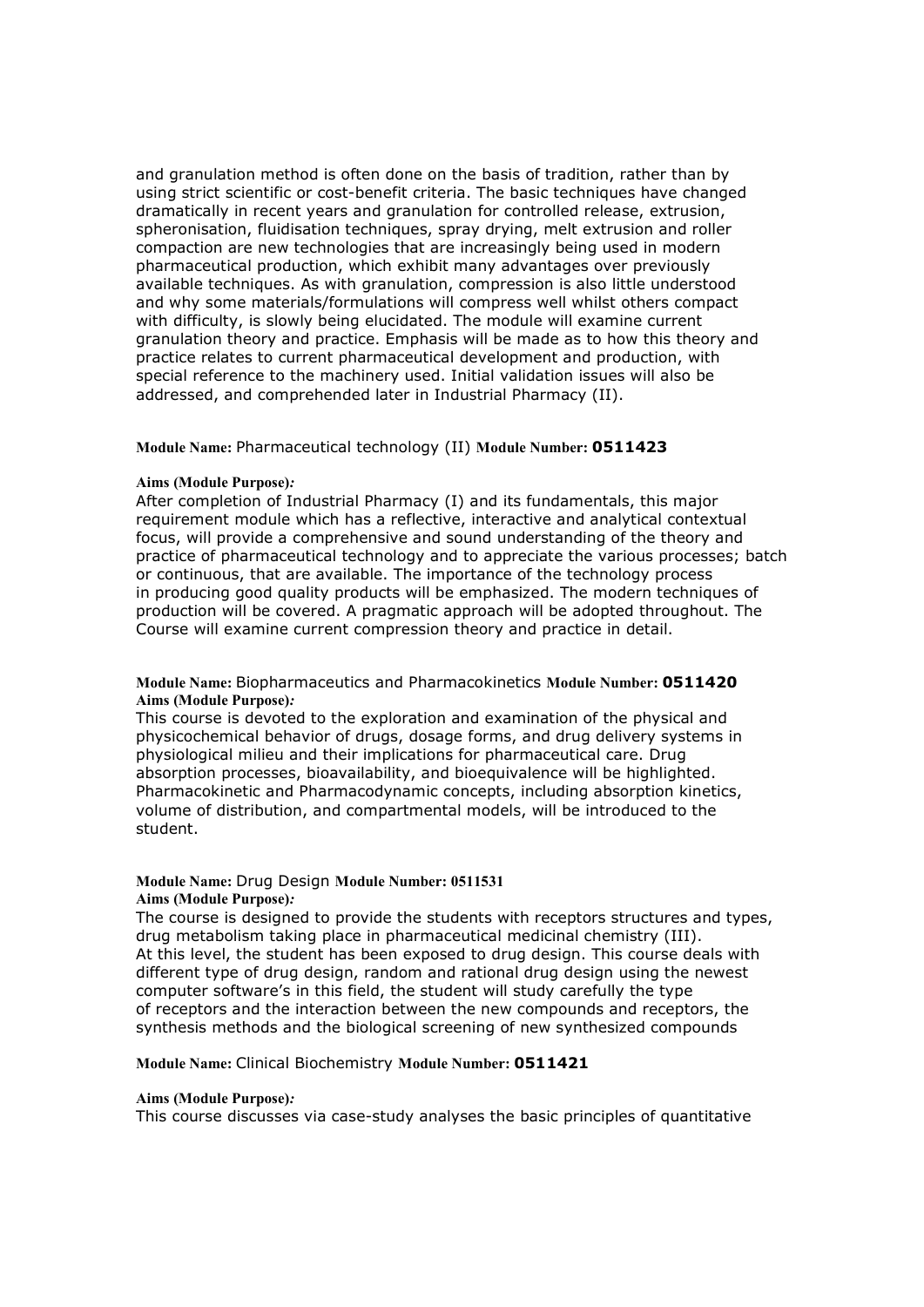and granulation method is often done on the basis of tradition, rather than by using strict scientific or cost-benefit criteria. The basic techniques have changed dramatically in recent years and granulation for controlled release, extrusion, spheronisation, fluidisation techniques, spray drying, melt extrusion and roller compaction are new technologies that are increasingly being used in modern pharmaceutical production, which exhibit many advantages over previously available techniques. As with granulation, compression is also little understood and why some materials/formulations will compress well whilst others compact with difficulty, is slowly being elucidated. The module will examine current granulation theory and practice. Emphasis will be made as to how this theory and practice relates to current pharmaceutical development and production, with special reference to the machinery used. Initial validation issues will also be addressed, and comprehended later in Industrial Pharmacy (II).

**Module Name:** Pharmaceutical technology (II) **Module Number: 0511423**

**Aims (Module Purpose)*:***

After completion of Industrial Pharmacy (I) and its fundamentals, this major requirement module which has a reflective, interactive and analytical contextual focus, will provide a comprehensive and sound understanding of the theory and practice of pharmaceutical technology and to appreciate the various processes; batch or continuous, that are available. The importance of the technology process in producing good quality products will be emphasized. The modern techniques of production will be covered. A pragmatic approach will be adopted throughout. The Course will examine current compression theory and practice in detail.

**Module Name:** Biopharmaceutics and Pharmacokinetics **Module Number: 0511420**

**Aims (Module Purpose)*:***

This course is devoted to the exploration and examination of the physical and physicochemical behavior of drugs, dosage forms, and drug delivery systems in physiological milieu and their implications for pharmaceutical care. Drug absorption processes, bioavailability, and bioequivalence will be highlighted. Pharmacokinetic and Pharmacodynamic concepts, including absorption kinetics, volume of distribution, and compartmental models, will be introduced to the student.

**Module Name:** Drug Design **Module Number: 0511531**

**Aims (Module Purpose)*:***

The course is designed to provide the students with receptors structures and types, drug metabolism taking place in pharmaceutical medicinal chemistry (III).
At this level, the student has been exposed to drug design. This course deals with different type of drug design, random and rational drug design using the newest computer software's in this field, the student will study carefully the type of receptors and the interaction between the new compounds and receptors, the synthesis methods and the biological screening of new synthesized compounds

**Module Name:** Clinical Biochemistry **Module Number: 0511421**

**Aims (Module Purpose)*:***

This course discusses via case-study analyses the basic principles of quantitative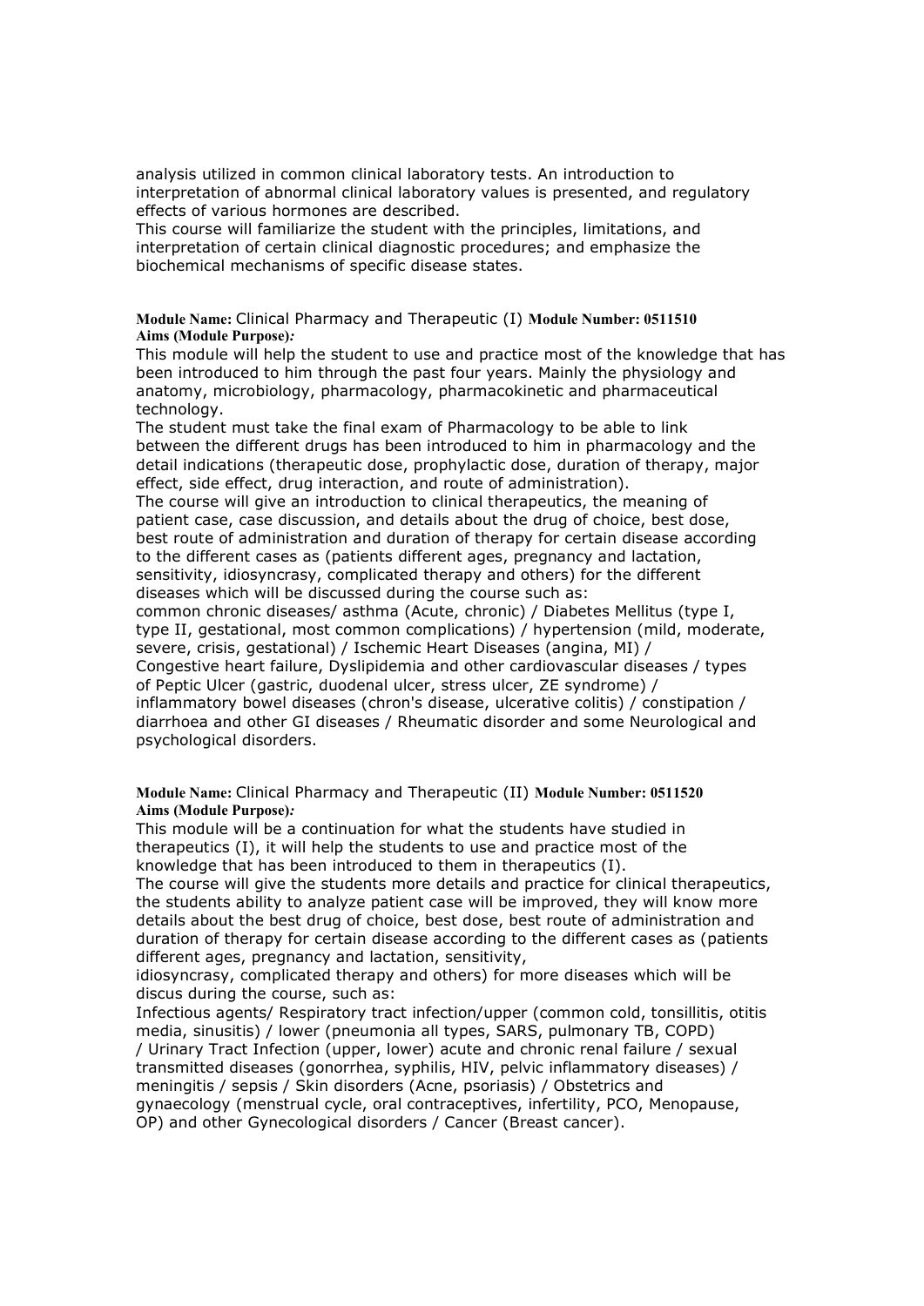analysis utilized in common clinical laboratory tests. An introduction to interpretation of abnormal clinical laboratory values is presented, and regulatory effects of various hormones are described.
This course will familiarize the student with the principles, limitations, and interpretation of certain clinical diagnostic procedures; and emphasize the biochemical mechanisms of specific disease states.

**Module Name:** Clinical Pharmacy and Therapeutic (I) **Module Number: 0511510**
**Aims (Module Purpose)*:***
This module will help the student to use and practice most of the knowledge that has been introduced to him through the past four years. Mainly the physiology and anatomy, microbiology, pharmacology, pharmacokinetic and pharmaceutical technology.
The student must take the final exam of Pharmacology to be able to link between the different drugs has been introduced to him in pharmacology and the detail indications (therapeutic dose, prophylactic dose, duration of therapy, major effect, side effect, drug interaction, and route of administration).
The course will give an introduction to clinical therapeutics, the meaning of patient case, case discussion, and details about the drug of choice, best dose, best route of administration and duration of therapy for certain disease according to the different cases as (patients different ages, pregnancy and lactation, sensitivity, idiosyncrasy, complicated therapy and others) for the different diseases which will be discussed during the course such as:
common chronic diseases/ asthma (Acute, chronic) / Diabetes Mellitus (type I, type II, gestational, most common complications) / hypertension (mild, moderate, severe, crisis, gestational) / Ischemic Heart Diseases (angina, MI) / Congestive heart failure, Dyslipidemia and other cardiovascular diseases / types of Peptic Ulcer (gastric, duodenal ulcer, stress ulcer, ZE syndrome) / inflammatory bowel diseases (chron's disease, ulcerative colitis) / constipation / diarrhoea and other GI diseases / Rheumatic disorder and some Neurological and psychological disorders.

**Module Name:** Clinical Pharmacy and Therapeutic (II) **Module Number: 0511520**
**Aims (Module Purpose)*:***
This module will be a continuation for what the students have studied in therapeutics (I), it will help the students to use and practice most of the knowledge that has been introduced to them in therapeutics (I).
The course will give the students more details and practice for clinical therapeutics, the students ability to analyze patient case will be improved, they will know more details about the best drug of choice, best dose, best route of administration and duration of therapy for certain disease according to the different cases as (patients different ages, pregnancy and lactation, sensitivity,
idiosyncrasy, complicated therapy and others) for more diseases which will be discus during the course, such as:
Infectious agents/ Respiratory tract infection/upper (common cold, tonsillitis, otitis media, sinusitis) / lower (pneumonia all types, SARS, pulmonary TB, COPD) / Urinary Tract Infection (upper, lower) acute and chronic renal failure / sexual transmitted diseases (gonorrhea, syphilis, HIV, pelvic inflammatory diseases) / meningitis / sepsis / Skin disorders (Acne, psoriasis) / Obstetrics and gynaecology (menstrual cycle, oral contraceptives, infertility, PCO, Menopause, OP) and other Gynecological disorders / Cancer (Breast cancer).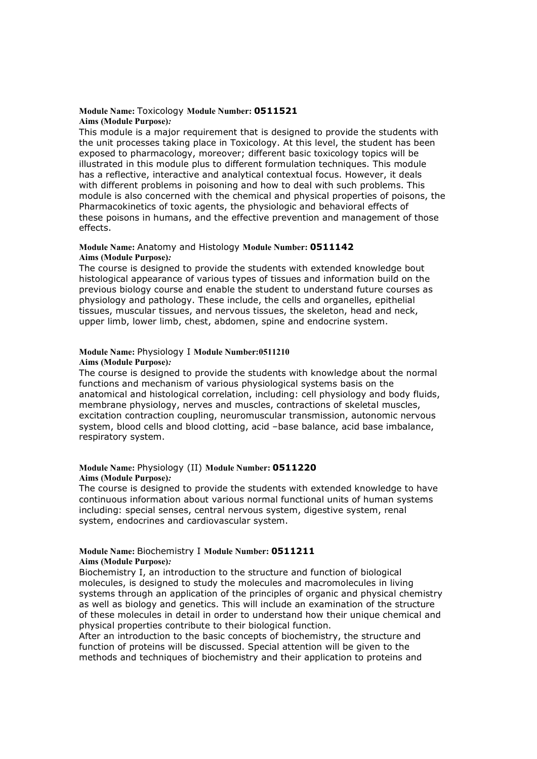**Module Name:** Toxicology **Module Number: 0511521**
**Aims (Module Purpose)*:***
This module is a major requirement that is designed to provide the students with the unit processes taking place in Toxicology. At this level, the student has been exposed to pharmacology, moreover; different basic toxicology topics will be illustrated in this module plus to different formulation techniques. This module has a reflective, interactive and analytical contextual focus. However, it deals with different problems in poisoning and how to deal with such problems. This module is also concerned with the chemical and physical properties of poisons, the Pharmacokinetics of toxic agents, the physiologic and behavioral effects of these poisons in humans, and the effective prevention and management of those effects.

**Module Name:** Anatomy and Histology **Module Number: 0511142**
**Aims (Module Purpose)*:***
The course is designed to provide the students with extended knowledge bout histological appearance of various types of tissues and information build on the previous biology course and enable the student to understand future courses as physiology and pathology. These include, the cells and organelles, epithelial tissues, muscular tissues, and nervous tissues, the skeleton, head and neck, upper limb, lower limb, chest, abdomen, spine and endocrine system.

**Module Name:** Physiology I **Module Number:0511210**
**Aims (Module Purpose)*:***
The course is designed to provide the students with knowledge about the normal functions and mechanism of various physiological systems basis on the anatomical and histological correlation, including: cell physiology and body fluids, membrane physiology, nerves and muscles, contractions of skeletal muscles, excitation contraction coupling, neuromuscular transmission, autonomic nervous system, blood cells and blood clotting, acid –base balance, acid base imbalance, respiratory system.

**Module Name:** Physiology (II) **Module Number: 0511220**
**Aims (Module Purpose)*:***
The course is designed to provide the students with extended knowledge to have continuous information about various normal functional units of human systems including: special senses, central nervous system, digestive system, renal system, endocrines and cardiovascular system.

**Module Name:** Biochemistry I **Module Number: 0511211**
**Aims (Module Purpose)*:***
Biochemistry I, an introduction to the structure and function of biological molecules, is designed to study the molecules and macromolecules in living systems through an application of the principles of organic and physical chemistry as well as biology and genetics. This will include an examination of the structure of these molecules in detail in order to understand how their unique chemical and physical properties contribute to their biological function.
After an introduction to the basic concepts of biochemistry, the structure and function of proteins will be discussed. Special attention will be given to the methods and techniques of biochemistry and their application to proteins and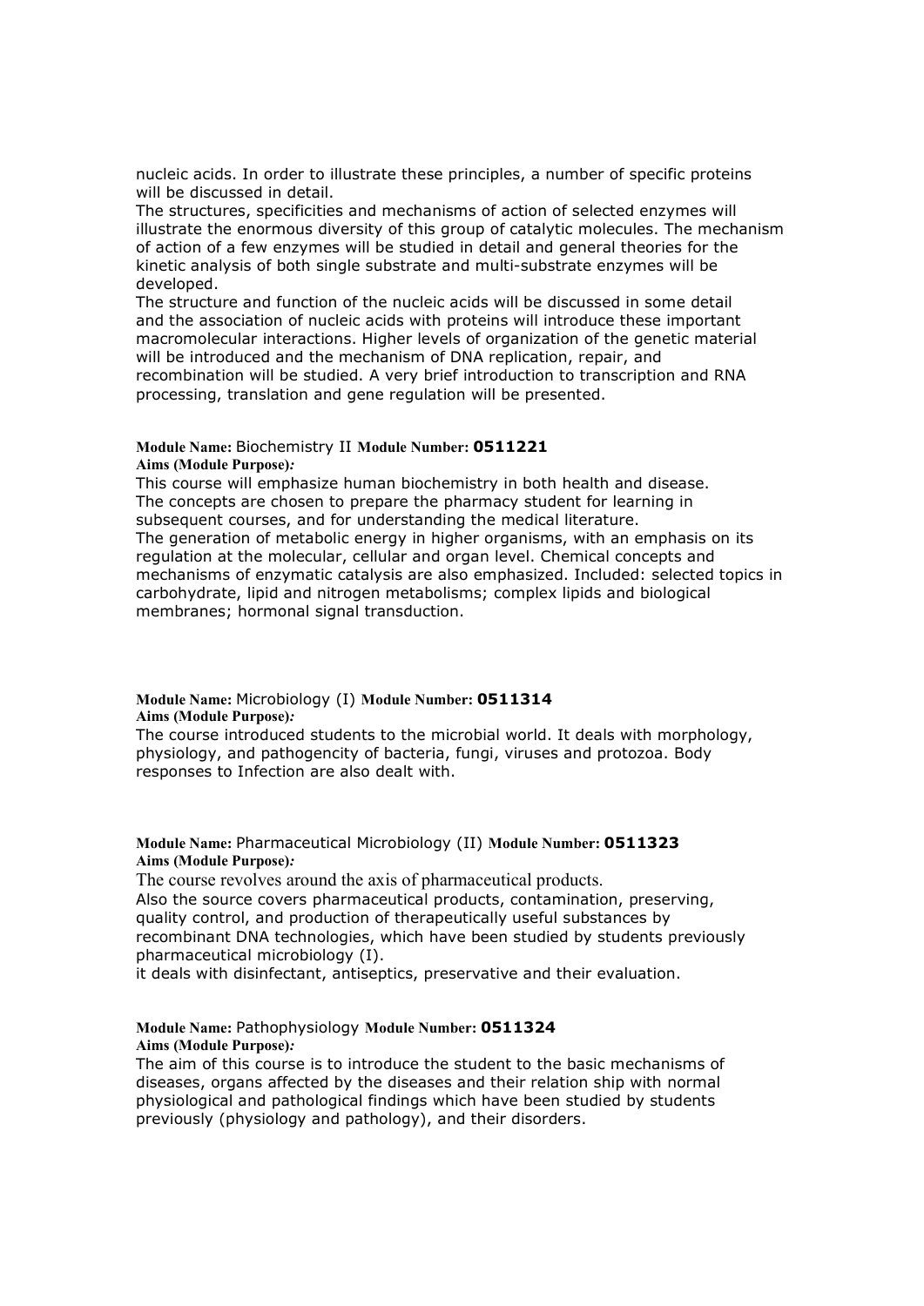nucleic acids. In order to illustrate these principles, a number of specific proteins will be discussed in detail.
The structures, specificities and mechanisms of action of selected enzymes will illustrate the enormous diversity of this group of catalytic molecules. The mechanism of action of a few enzymes will be studied in detail and general theories for the kinetic analysis of both single substrate and multi-substrate enzymes will be developed.
The structure and function of the nucleic acids will be discussed in some detail and the association of nucleic acids with proteins will introduce these important macromolecular interactions. Higher levels of organization of the genetic material will be introduced and the mechanism of DNA replication, repair, and recombination will be studied. A very brief introduction to transcription and RNA processing, translation and gene regulation will be presented.

**Module Name:** Biochemistry II **Module Number: 0511221**
**Aims (Module Purpose)*:***
This course will emphasize human biochemistry in both health and disease.
The concepts are chosen to prepare the pharmacy student for learning in subsequent courses, and for understanding the medical literature.
The generation of metabolic energy in higher organisms, with an emphasis on its regulation at the molecular, cellular and organ level. Chemical concepts and mechanisms of enzymatic catalysis are also emphasized. Included: selected topics in carbohydrate, lipid and nitrogen metabolisms; complex lipids and biological membranes; hormonal signal transduction.

**Module Name:** Microbiology (I) **Module Number: 0511314**
**Aims (Module Purpose)*:***
The course introduced students to the microbial world. It deals with morphology, physiology, and pathogencity of bacteria, fungi, viruses and protozoa. Body responses to Infection are also dealt with.

**Module Name:** Pharmaceutical Microbiology (II) **Module Number: 0511323**
**Aims (Module Purpose)*:***
The course revolves around the axis of pharmaceutical products.
Also the source covers pharmaceutical products, contamination, preserving, quality control, and production of therapeutically useful substances by recombinant DNA technologies, which have been studied by students previously pharmaceutical microbiology (I).
it deals with disinfectant, antiseptics, preservative and their evaluation.

**Module Name:** Pathophysiology **Module Number: 0511324**
**Aims (Module Purpose)*:***
The aim of this course is to introduce the student to the basic mechanisms of diseases, organs affected by the diseases and their relation ship with normal physiological and pathological findings which have been studied by students previously (physiology and pathology), and their disorders.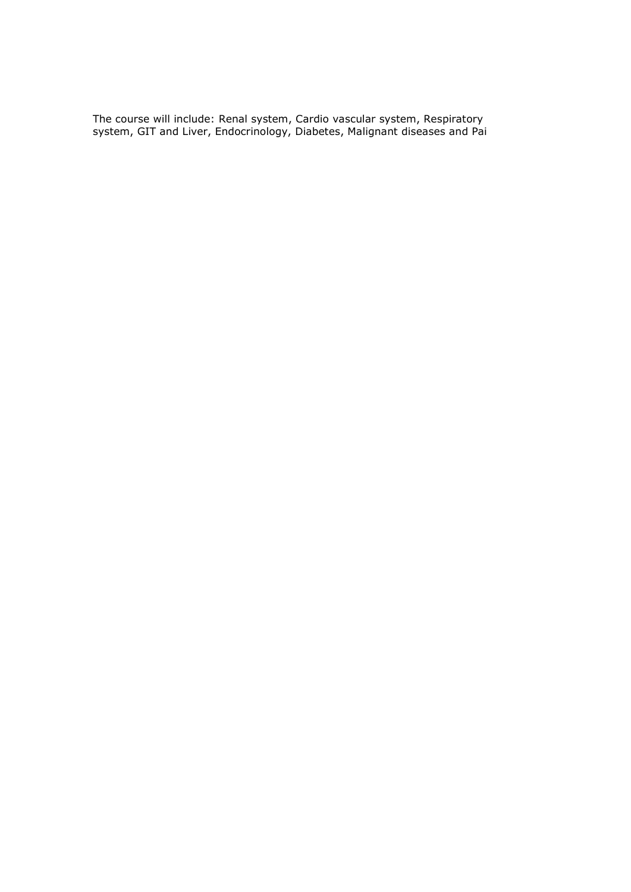The course will include: Renal system, Cardio vascular system, Respiratory system, GIT and Liver, Endocrinology, Diabetes, Malignant diseases and Pai